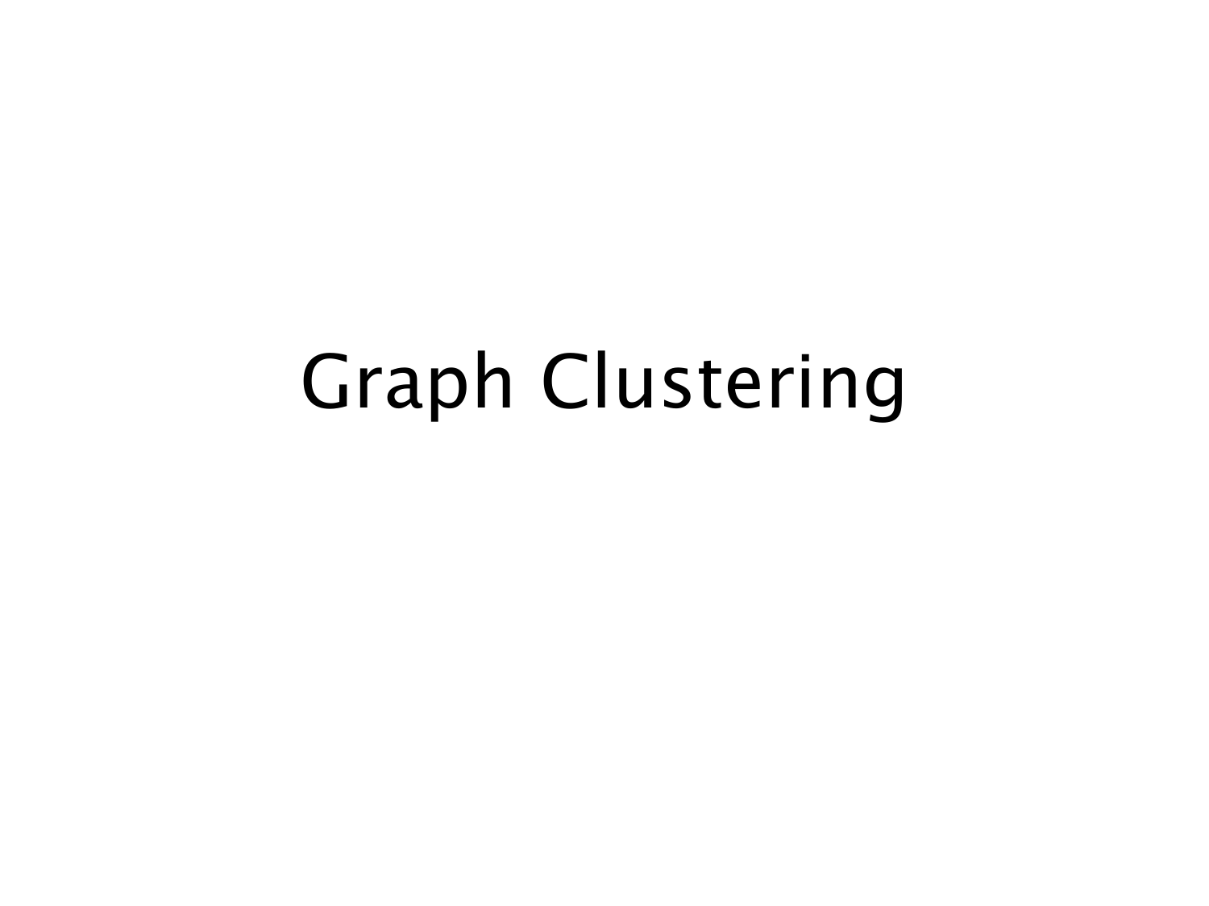# Graph Clustering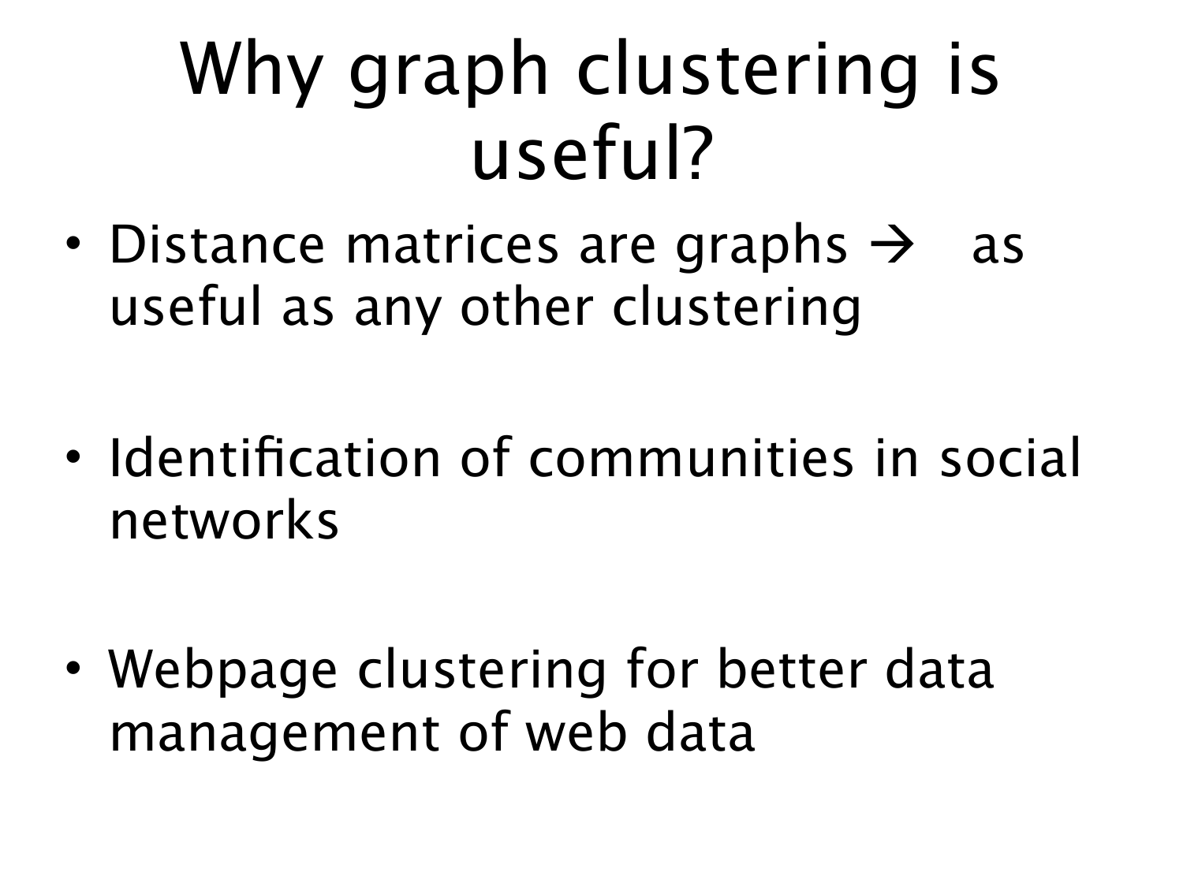# Why graph clustering is useful?

- Distance matrices are graphs → as useful as any other clustering
- Identification of communities in social networks
- Webpage clustering for better data management of web data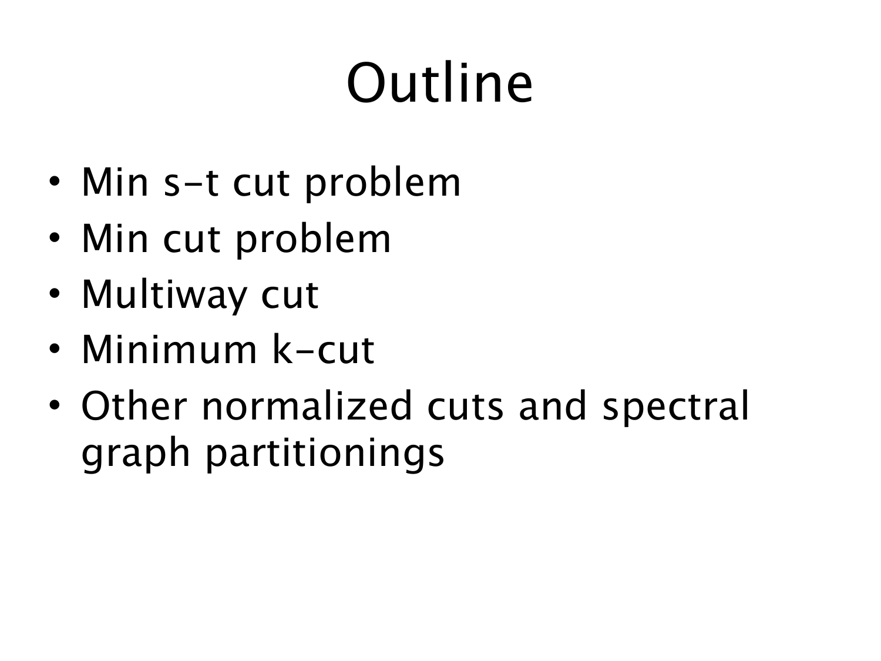# Outline

- Min s-t cut problem
- Min cut problem
- Multiway cut
- Minimum k-cut
- Other normalized cuts and spectral graph partitionings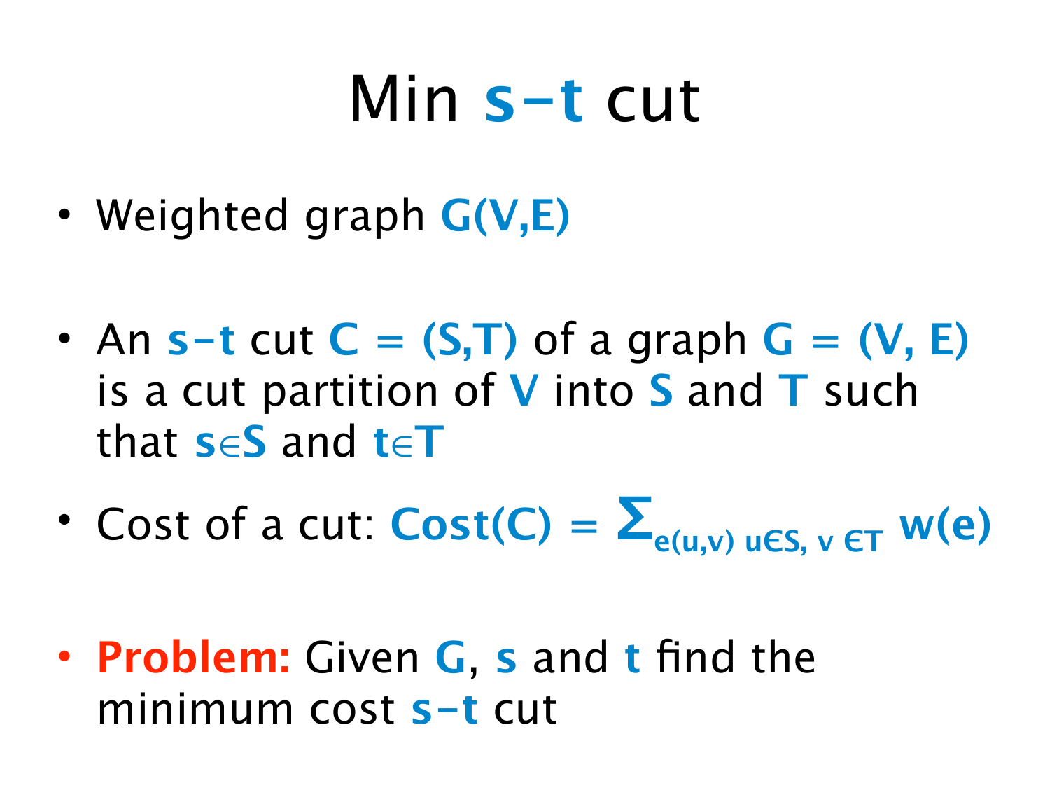# Min s-t cut

- Weighted graph $G(V,E)$

- An **s-t** cut $C = (S,T)$ of a graph $G = (V, E)$ is a cut partition of $V$ into $S$ and $T$ such that $s \in S$ and $t \in T$
- Cost of a cut: $\text{Cost}(C) = \Sigma_{e(u,v)\ u \in S,\ v \in T}\ w(e)$

- **Problem:** Given $G$, $s$ and $t$ find the minimum cost **s-t** cut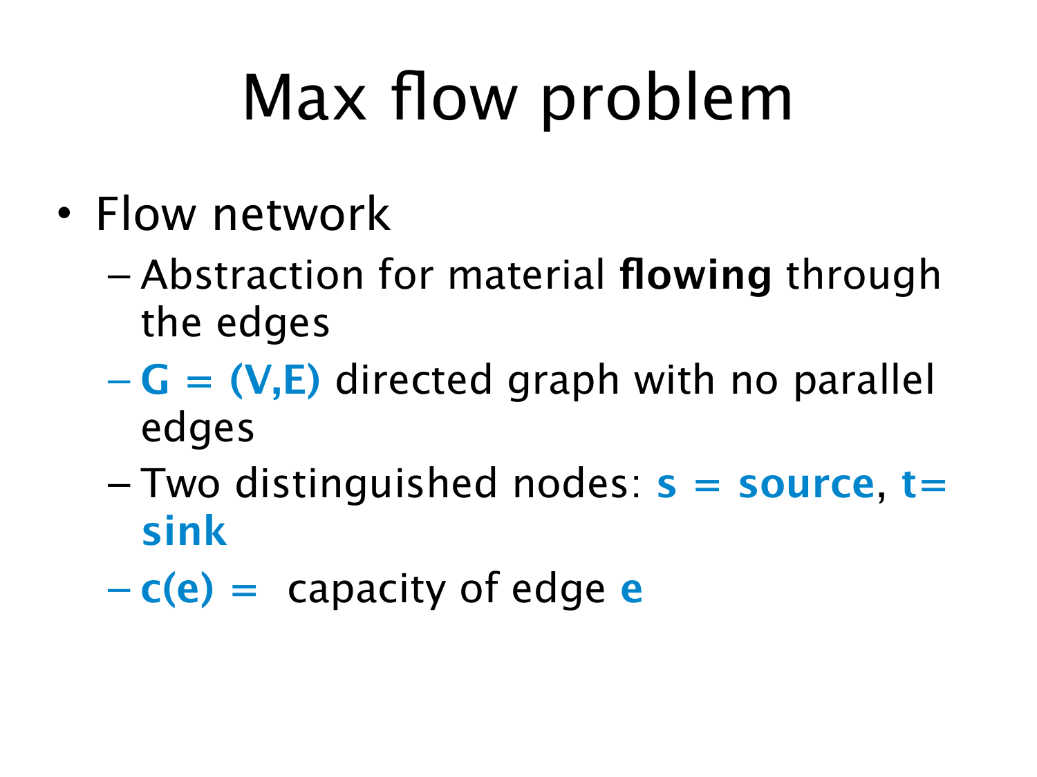# Max flow problem

- Flow network
  - Abstraction for material **flowing** through the edges
  - **G = (V,E)** directed graph with no parallel edges
  - Two distinguished nodes: **s = source**, **t= sink**
  - **c(e) =** capacity of edge **e**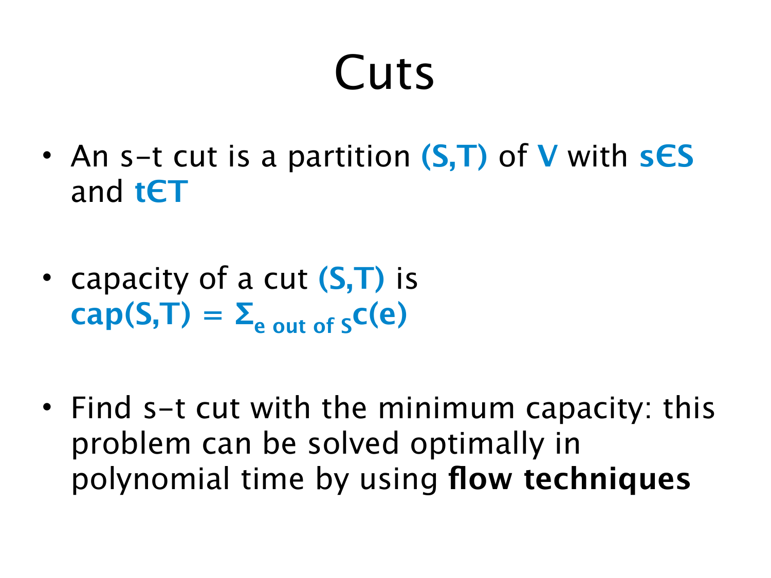# Cuts

- An s-t cut is a partition $(S,T)$ of $V$ with $s \in S$ and $t \in T$

- capacity of a cut $(S,T)$ is $cap(S,T) = \Sigma_{e \text{ out of } S} c(e)$

- Find s-t cut with the minimum capacity: this problem can be solved optimally in polynomial time by using **flow techniques**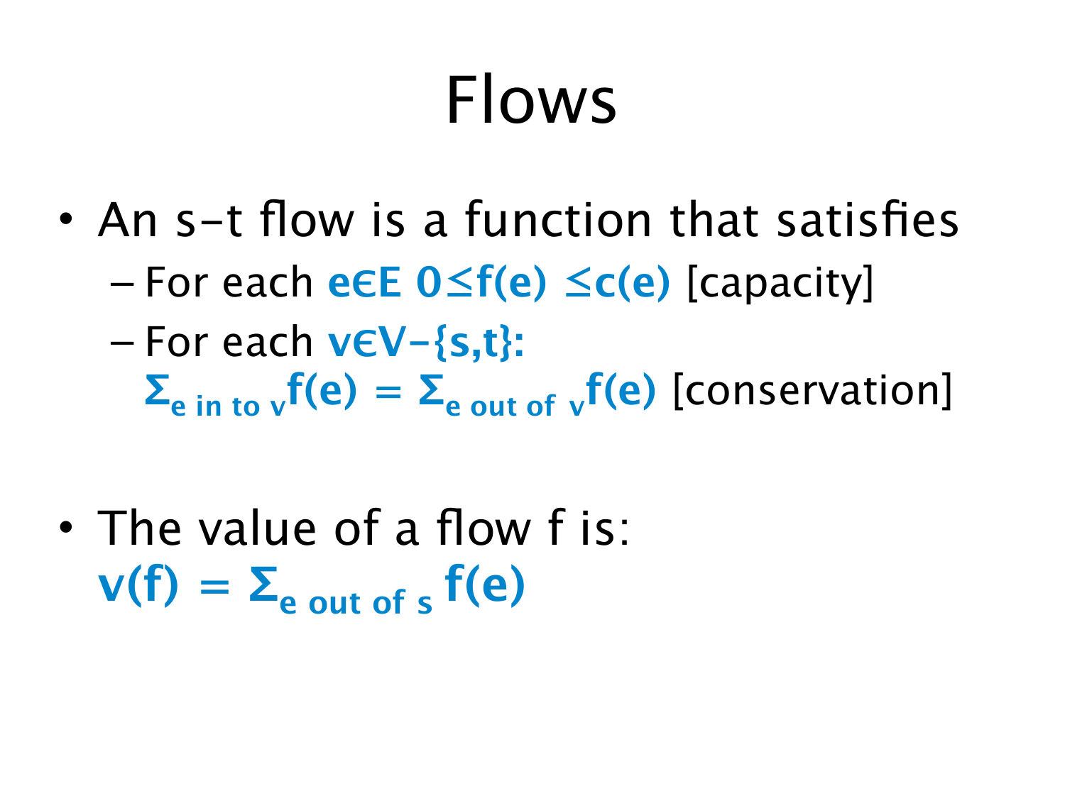# Flows

- An s-t flow is a function that satisfies
  - For each $e \in E$ $0 \leq f(e) \leq c(e)$ [capacity]
  - For each $v \in V-\{s,t\}$: $\Sigma_{e \text{ in to } v} f(e) = \Sigma_{e \text{ out of } v} f(e)$ [conservation]

- The value of a flow f is: $v(f) = \Sigma_{e \text{ out of } s} f(e)$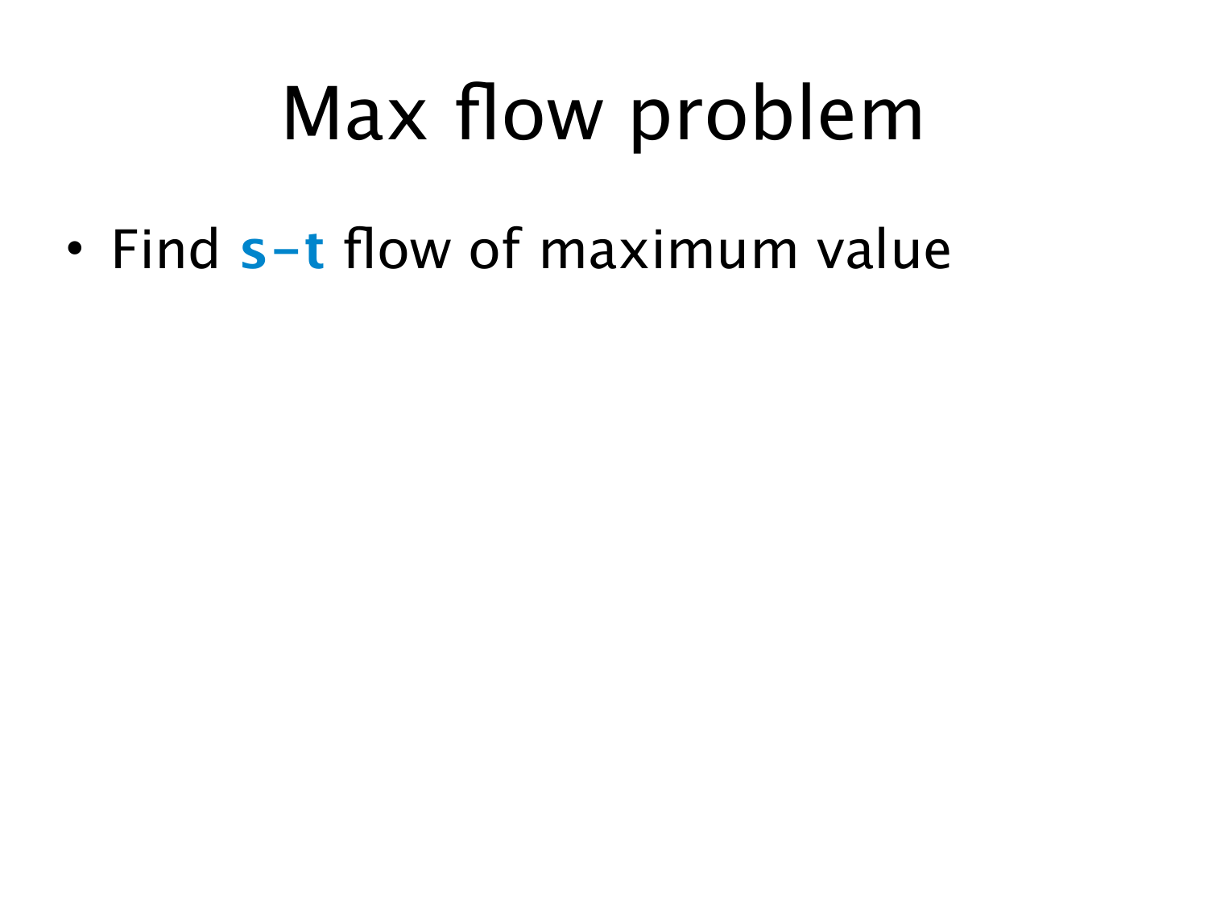# Max flow problem

- Find **s-t** flow of maximum value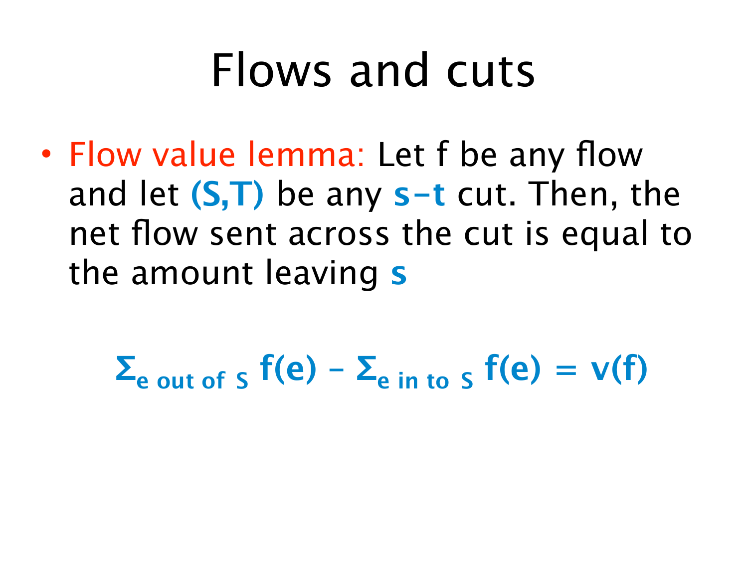# Flows and cuts

- **Flow value lemma:** Let f be any flow and let **(S,T)** be any **s-t** cut. Then, the net flow sent across the cut is equal to the amount leaving **s**

$$\Sigma_{e \text{ out of } S} f(e) - \Sigma_{e \text{ in to } S} f(e) = v(f)$$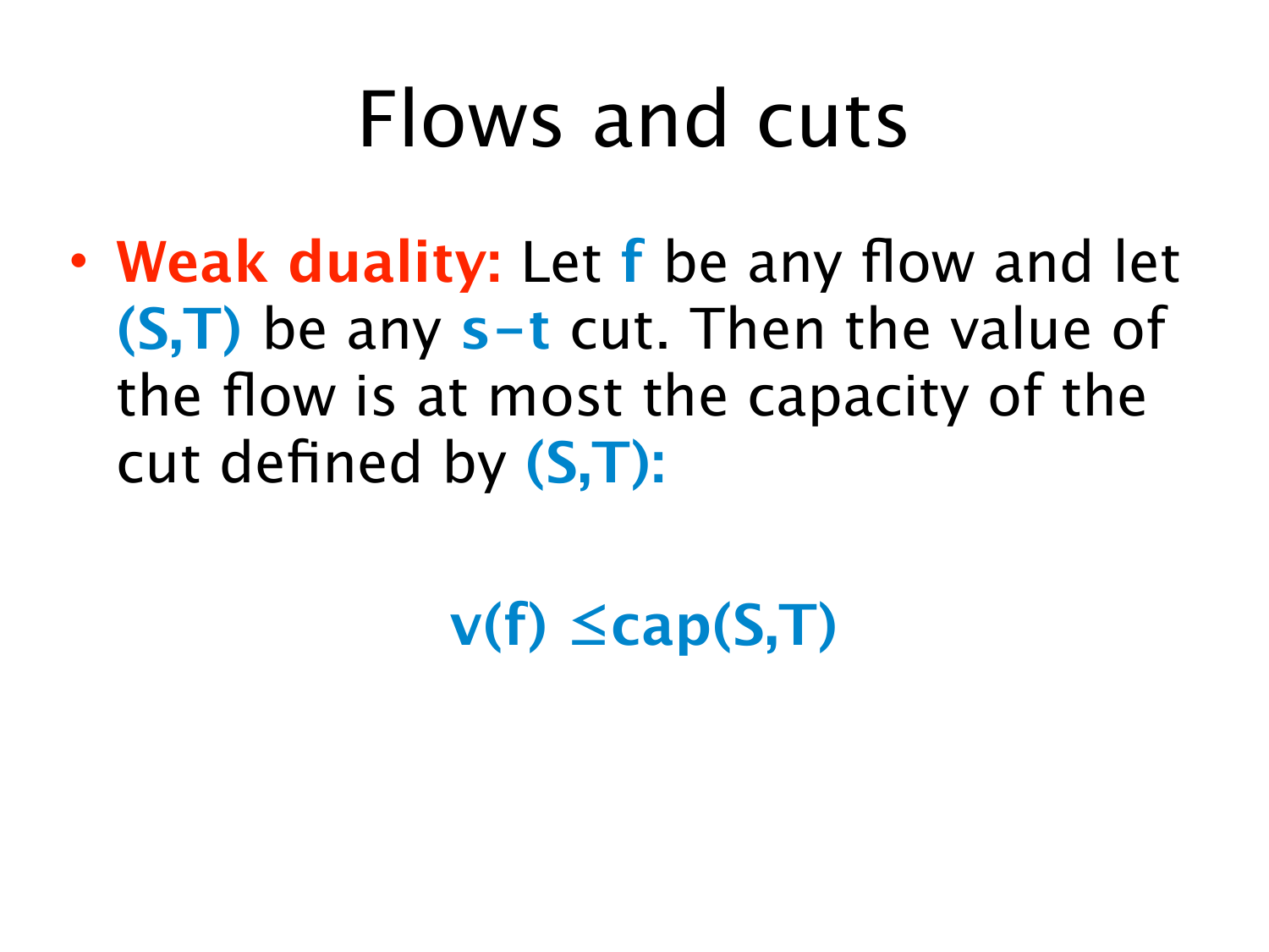# Flows and cuts

- **Weak duality:** Let **f** be any flow and let **(S,T)** be any **s-t** cut. Then the value of the flow is at most the capacity of the cut defined by **(S,T):**

$$v(f) \leq cap(S,T)$$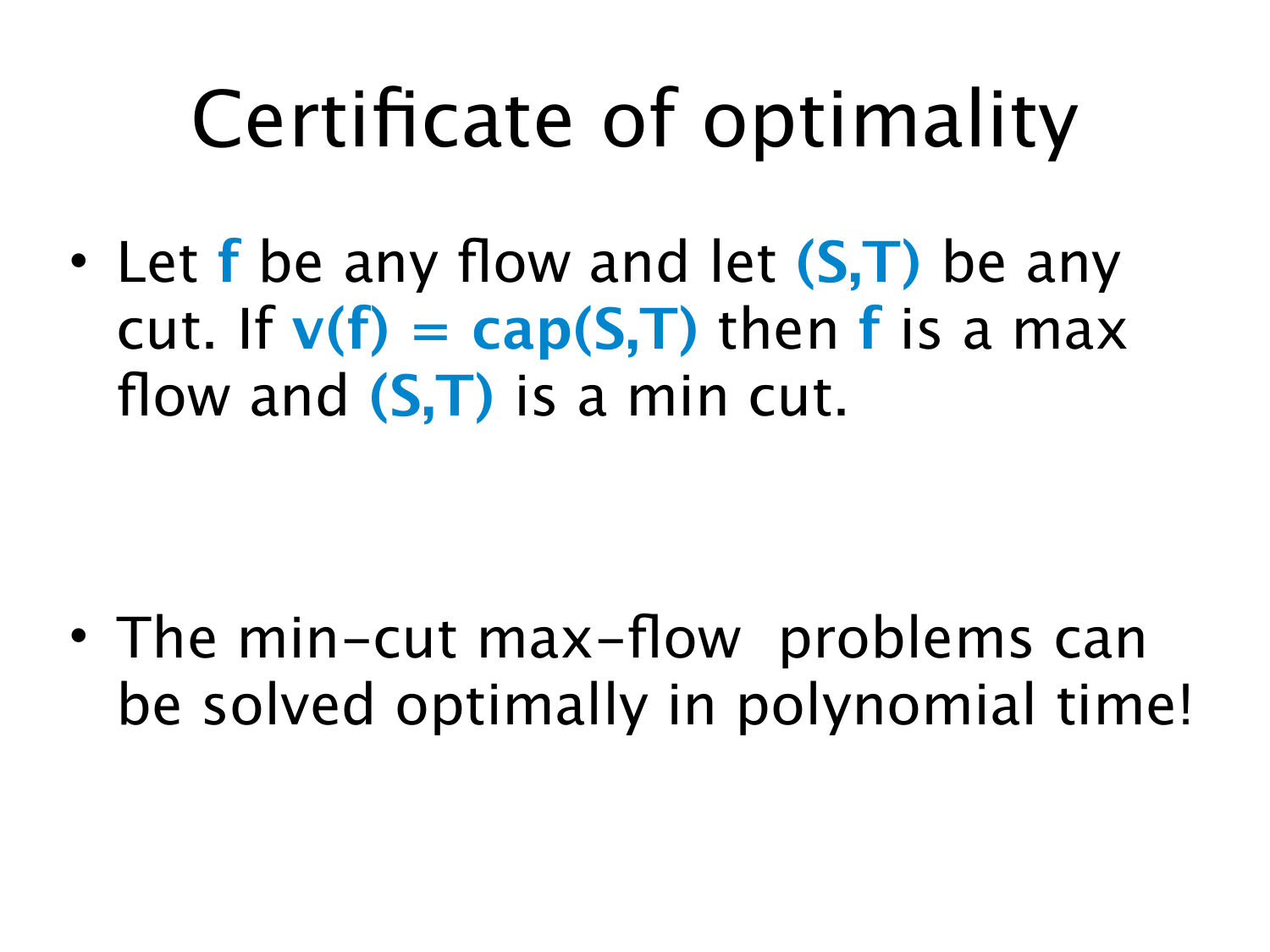# Certificate of optimality

- Let **f** be any flow and let **(S,T)** be any cut. If **v(f) = cap(S,T)** then **f** is a max flow and **(S,T)** is a min cut.

- The min-cut max-flow problems can be solved optimally in polynomial time!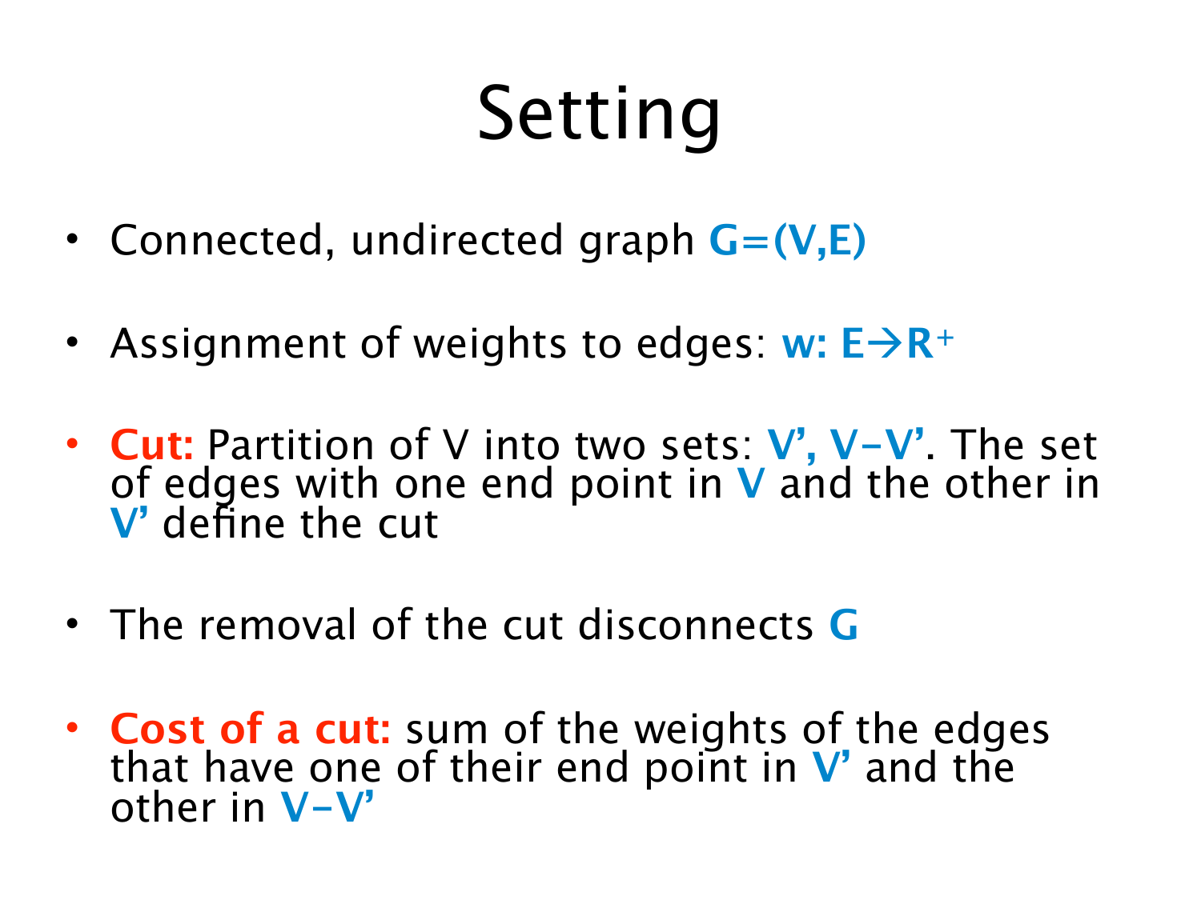# Setting

- Connected, undirected graph **G=(V,E)**
- Assignment of weights to edges: **w: E→R⁺**
- **Cut:** Partition of V into two sets: **V', V–V'**. The set of edges with one end point in **V** and the other in **V'** define the cut
- The removal of the cut disconnects **G**
- **Cost of a cut:** sum of the weights of the edges that have one of their end point in **V'** and the other in **V–V'**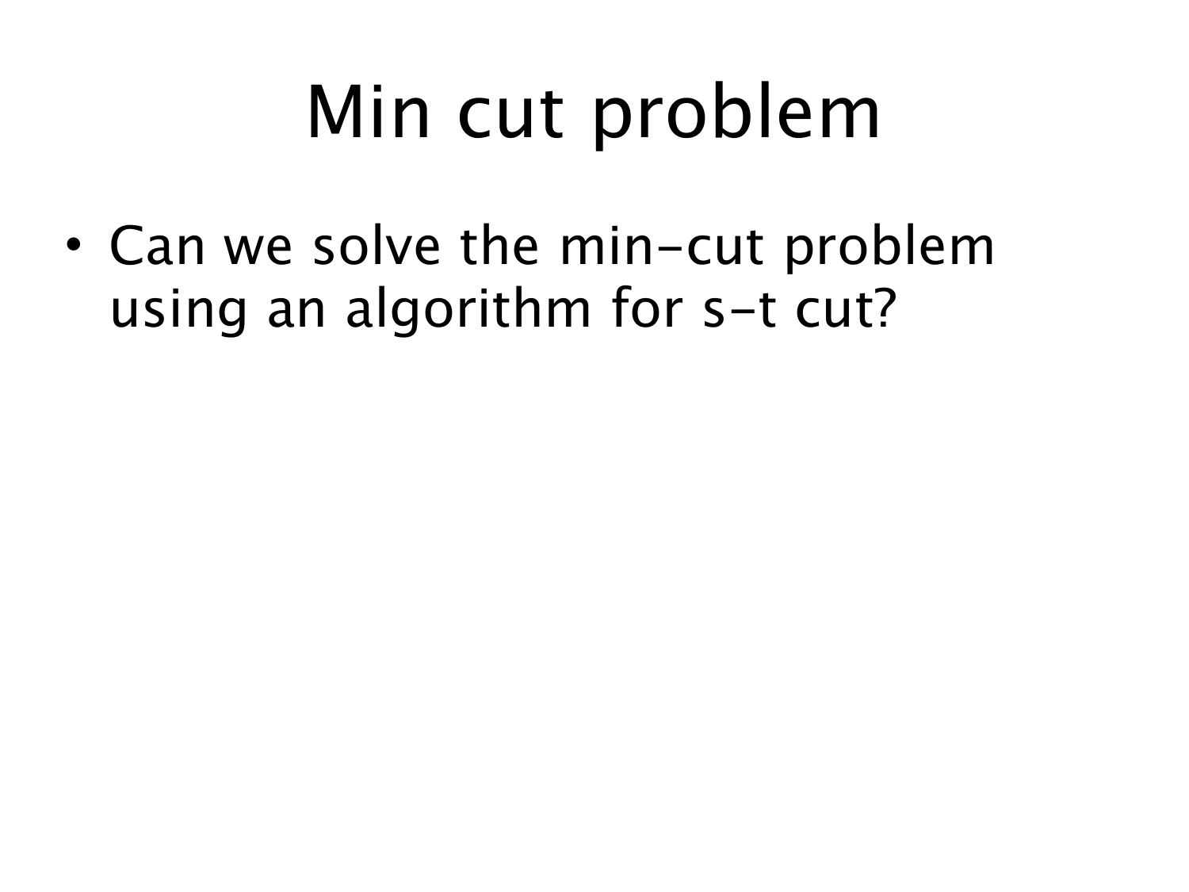# Min cut problem

- Can we solve the min-cut problem using an algorithm for s-t cut?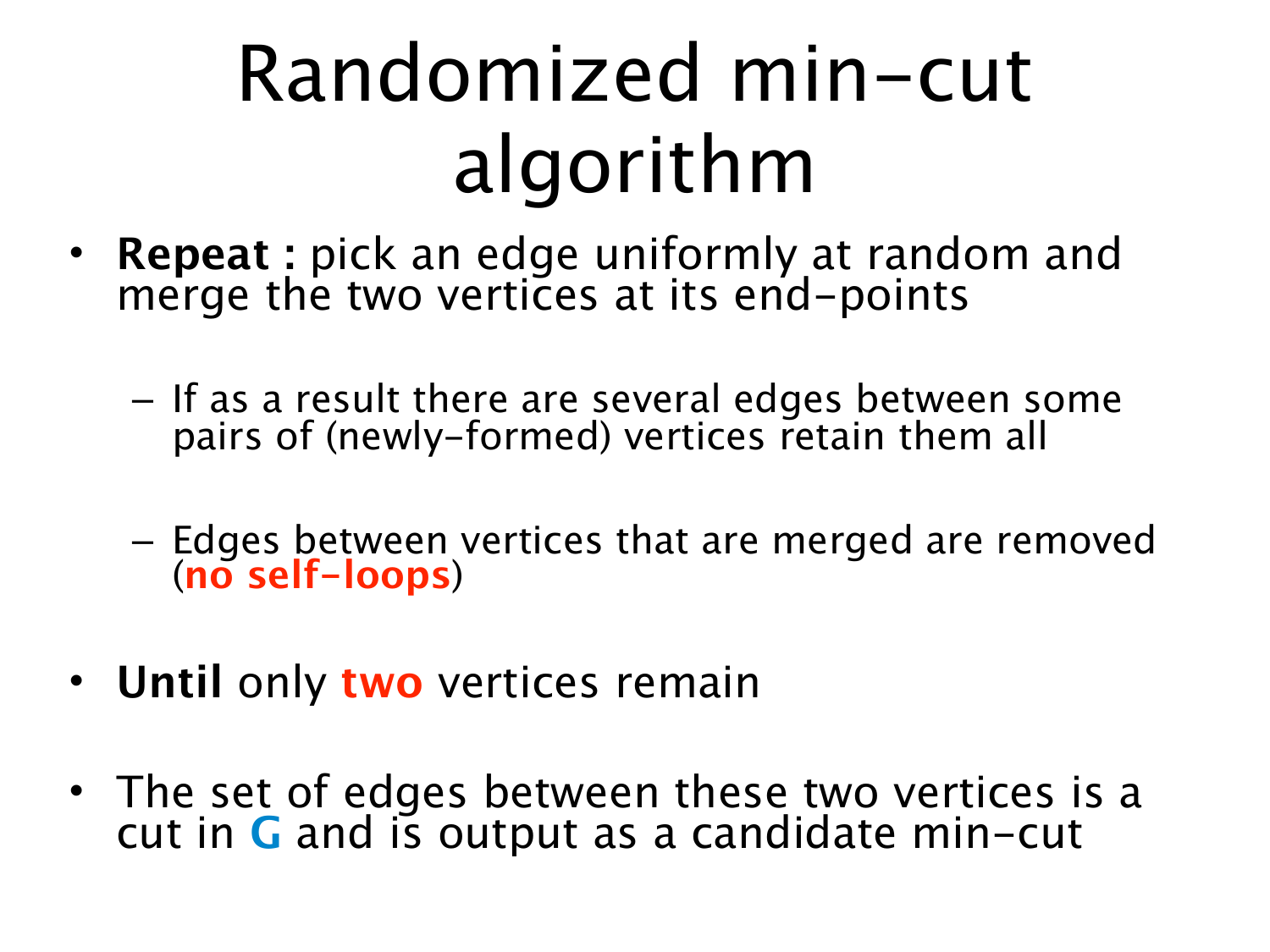# Randomized min-cut algorithm

- **Repeat :** pick an edge uniformly at random and merge the two vertices at its end-points
  - If as a result there are several edges between some pairs of (newly-formed) vertices retain them all
  - Edges between vertices that are merged are removed (**no self-loops**)
- **Until** only **two** vertices remain
- The set of edges between these two vertices is a cut in **G** and is output as a candidate min-cut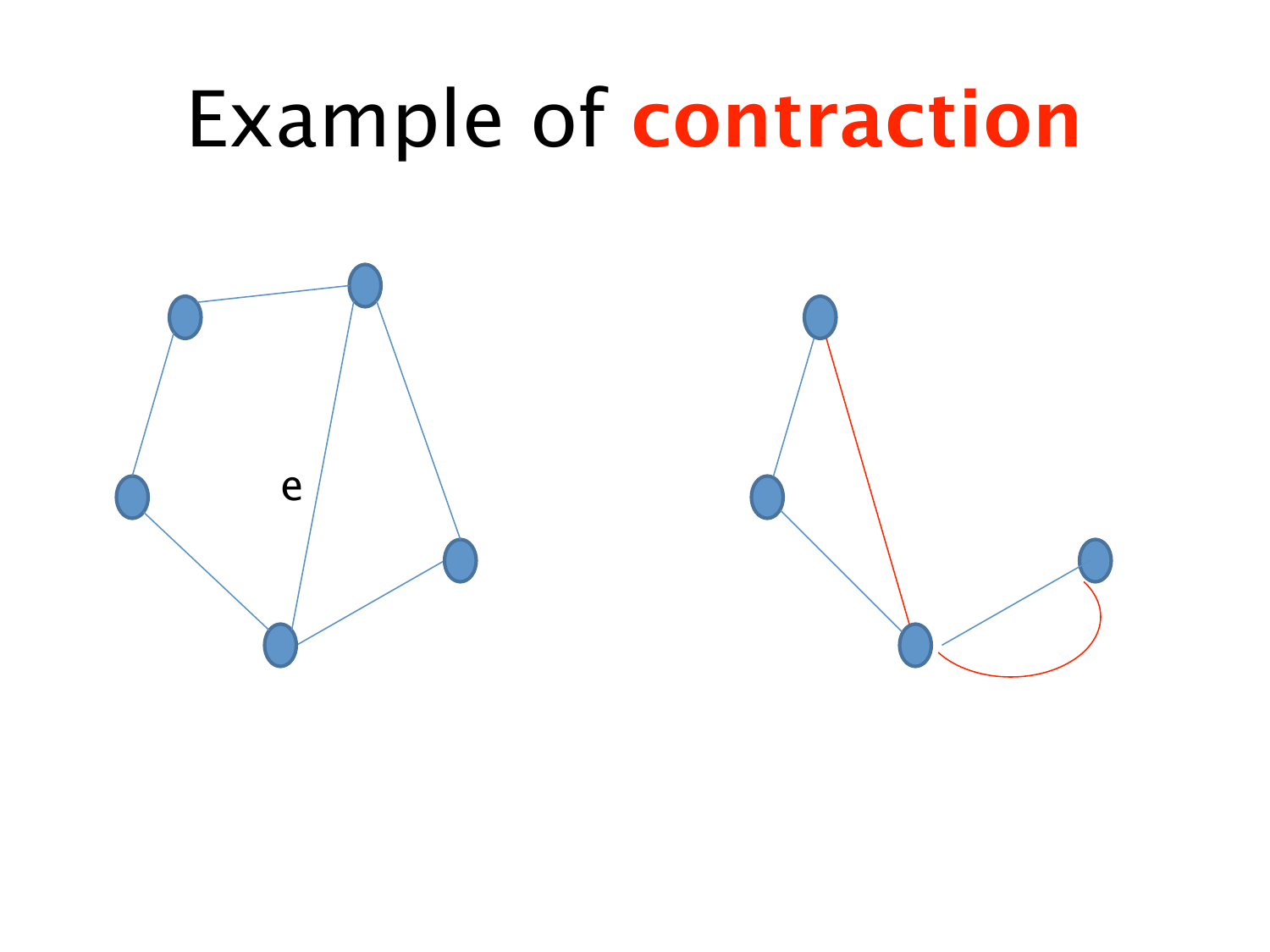# Example of **contraction**

e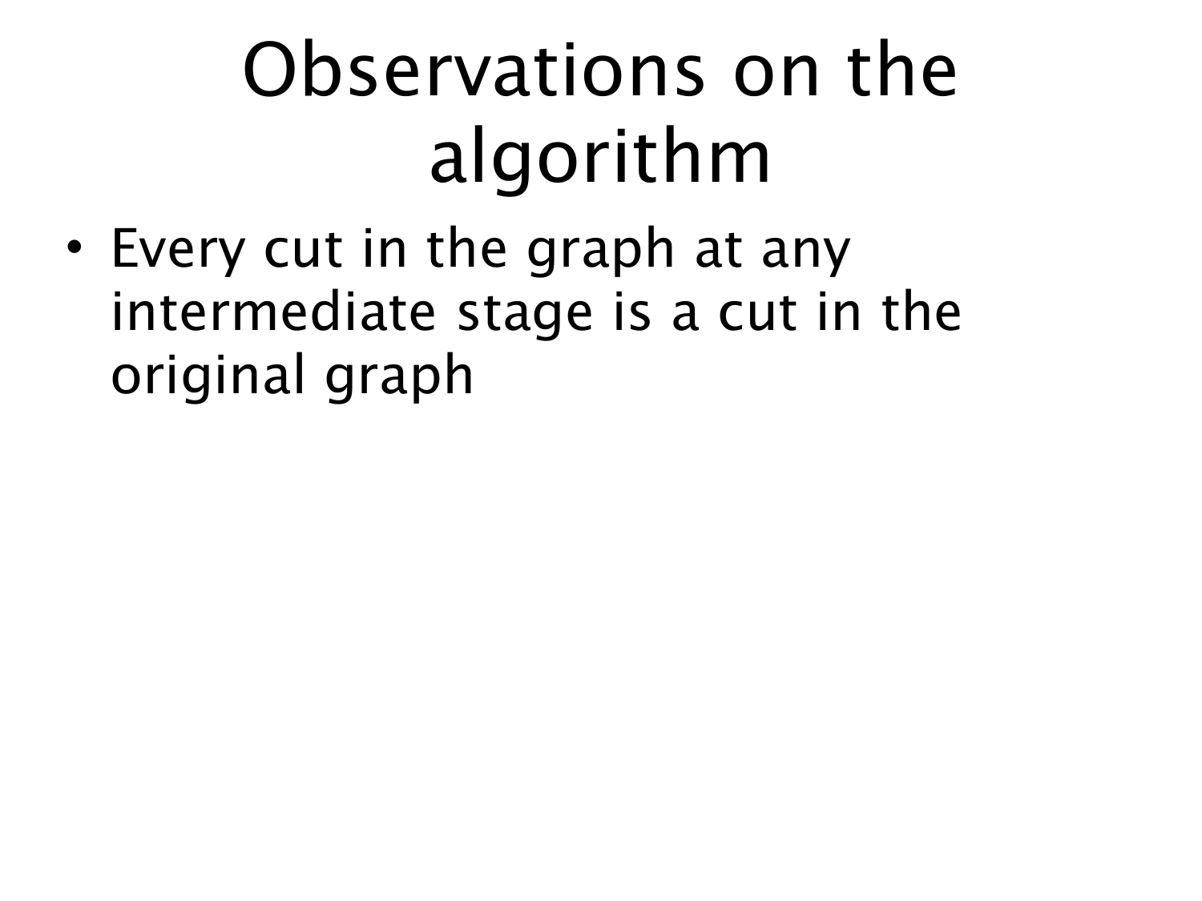# Observations on the algorithm

- Every cut in the graph at any intermediate stage is a cut in the original graph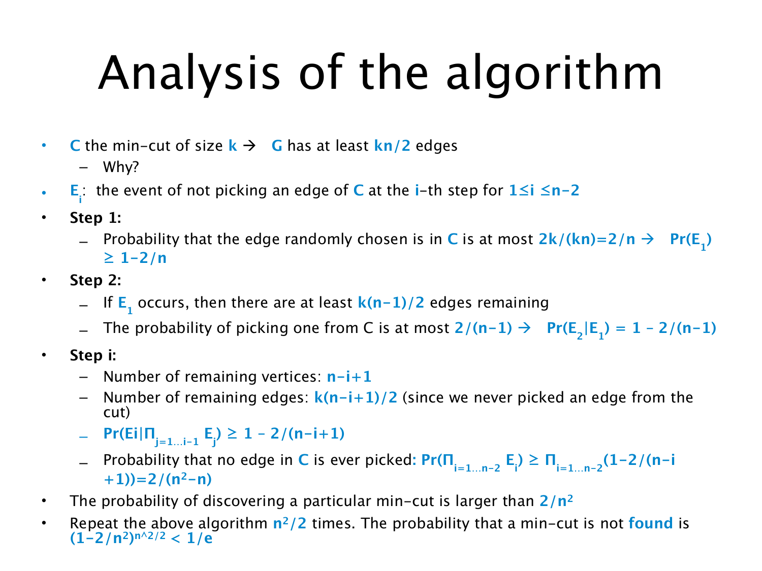# Analysis of the algorithm

- $C$ the min-cut of size $k \rightarrow$ $G$ has at least $kn/2$ edges
  - Why?
- $E_i$: the event of not picking an edge of $C$ at the $i$-th step for $1 \leq i \leq n-2$
- **Step 1:**
  - Probability that the edge randomly chosen is in $C$ is at most $2k/(kn)=2/n \rightarrow$ $\Pr(E_1) \geq 1-2/n$
- **Step 2:**
  - If $E_1$ occurs, then there are at least $k(n-1)/2$ edges remaining
  - The probability of picking one from C is at most $2/(n-1) \rightarrow$ $\Pr(E_2|E_1) = 1 - 2/(n-1)$
- **Step i:**
  - Number of remaining vertices: $n-i+1$
  - Number of remaining edges: $k(n-i+1)/2$ (since we never picked an edge from the cut)
  - $\Pr(E_i|\Pi_{j=1\ldots i-1} E_j) \geq 1 - 2/(n-i+1)$
  - Probability that no edge in $C$ is ever picked: $\Pr(\Pi_{i=1\ldots n-2} E_i) \geq \Pi_{i=1\ldots n-2}(1-2/(n-i+1))=2/(n^2-n)$
- The probability of discovering a particular min-cut is larger than $2/n^2$
- Repeat the above algorithm $n^2/2$ times. The probability that a min-cut is not **found** is $(1-2/n^2)^{n^2/2} < 1/e$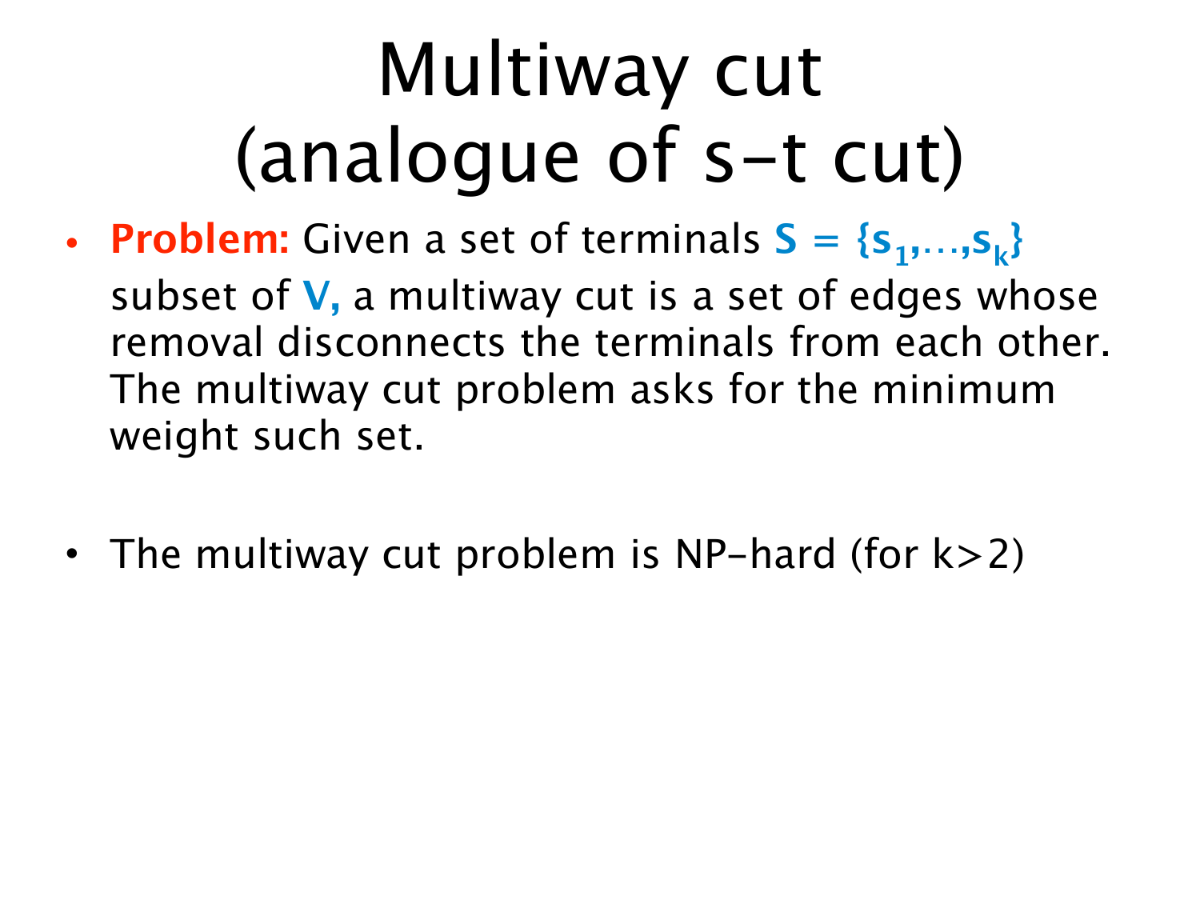# Multiway cut (analogue of s-t cut)

- **Problem:** Given a set of terminals $S = \{s_1,\ldots,s_k\}$ subset of $V$, a multiway cut is a set of edges whose removal disconnects the terminals from each other. The multiway cut problem asks for the minimum weight such set.

- The multiway cut problem is NP-hard (for $k>2$)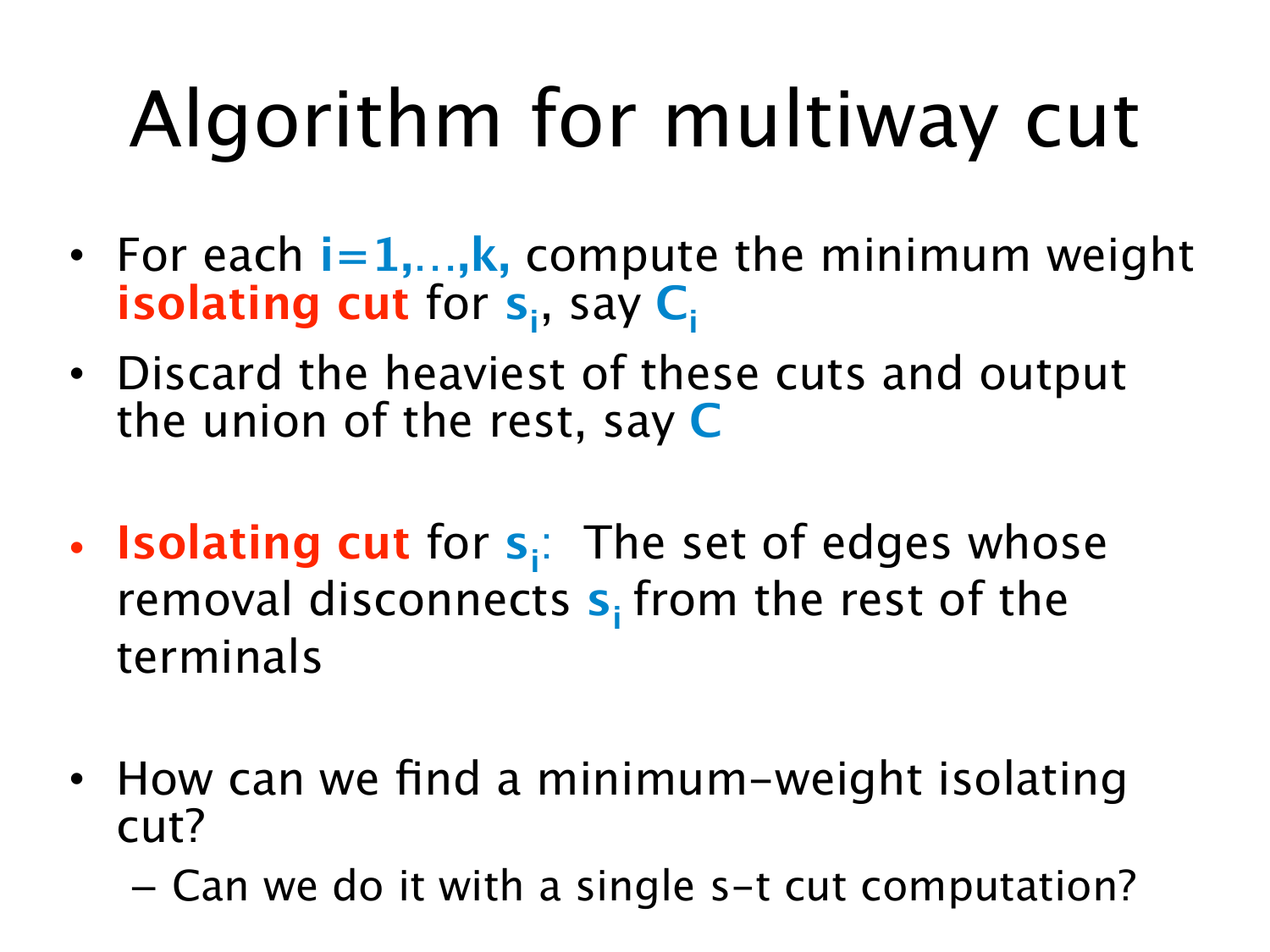# Algorithm for multiway cut

- For each **$i=1,\ldots,k$,** compute the minimum weight **isolating cut** for $s_i$, say $C_i$
- Discard the heaviest of these cuts and output the union of the rest, say $C$

- **Isolating cut** for $s_i$: The set of edges whose removal disconnects $s_i$ from the rest of the terminals

- How can we find a minimum-weight isolating cut?
  - Can we do it with a single s-t cut computation?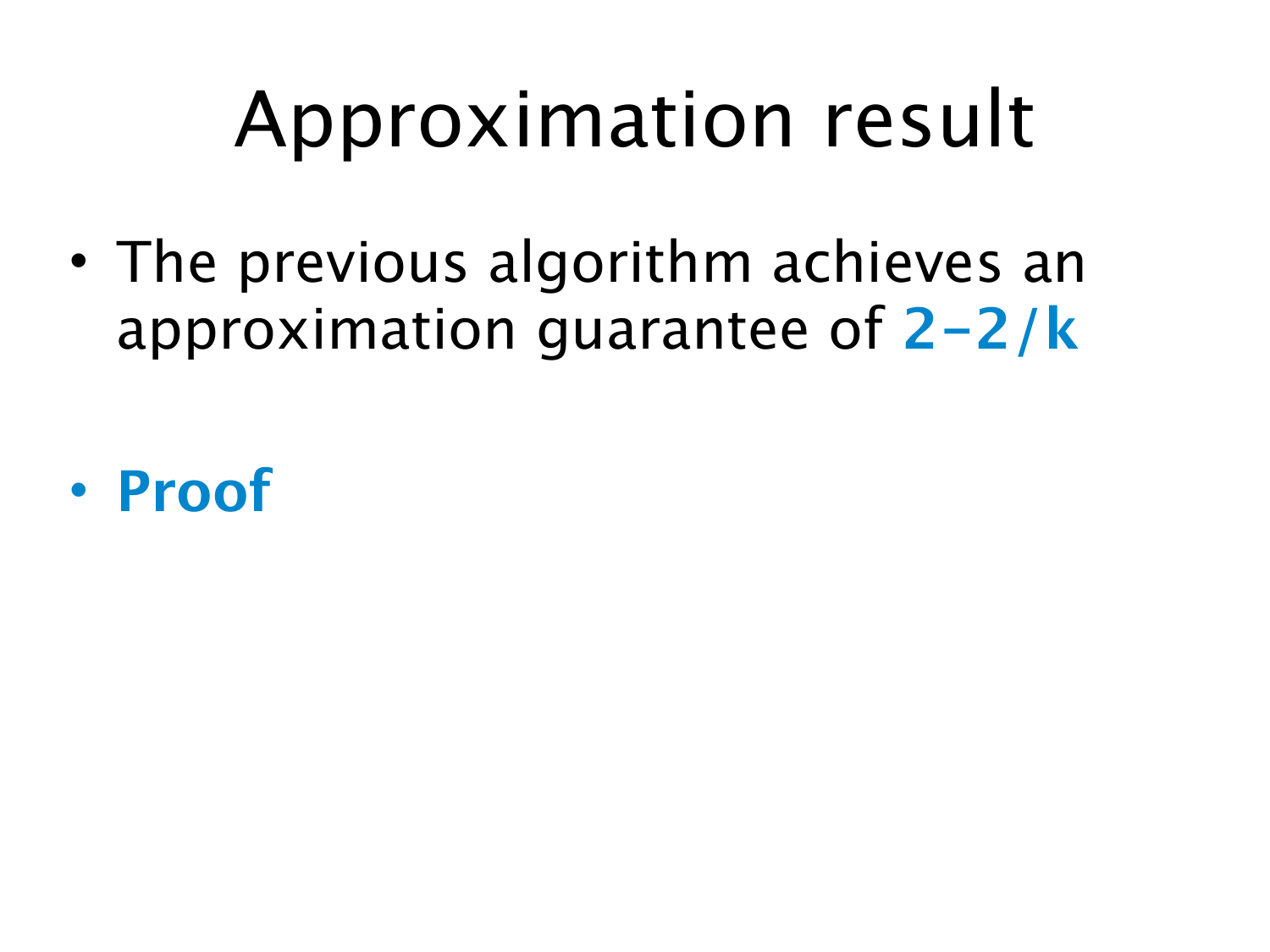# Approximation result

- The previous algorithm achieves an approximation guarantee of **$2-2/k$**
- **Proof**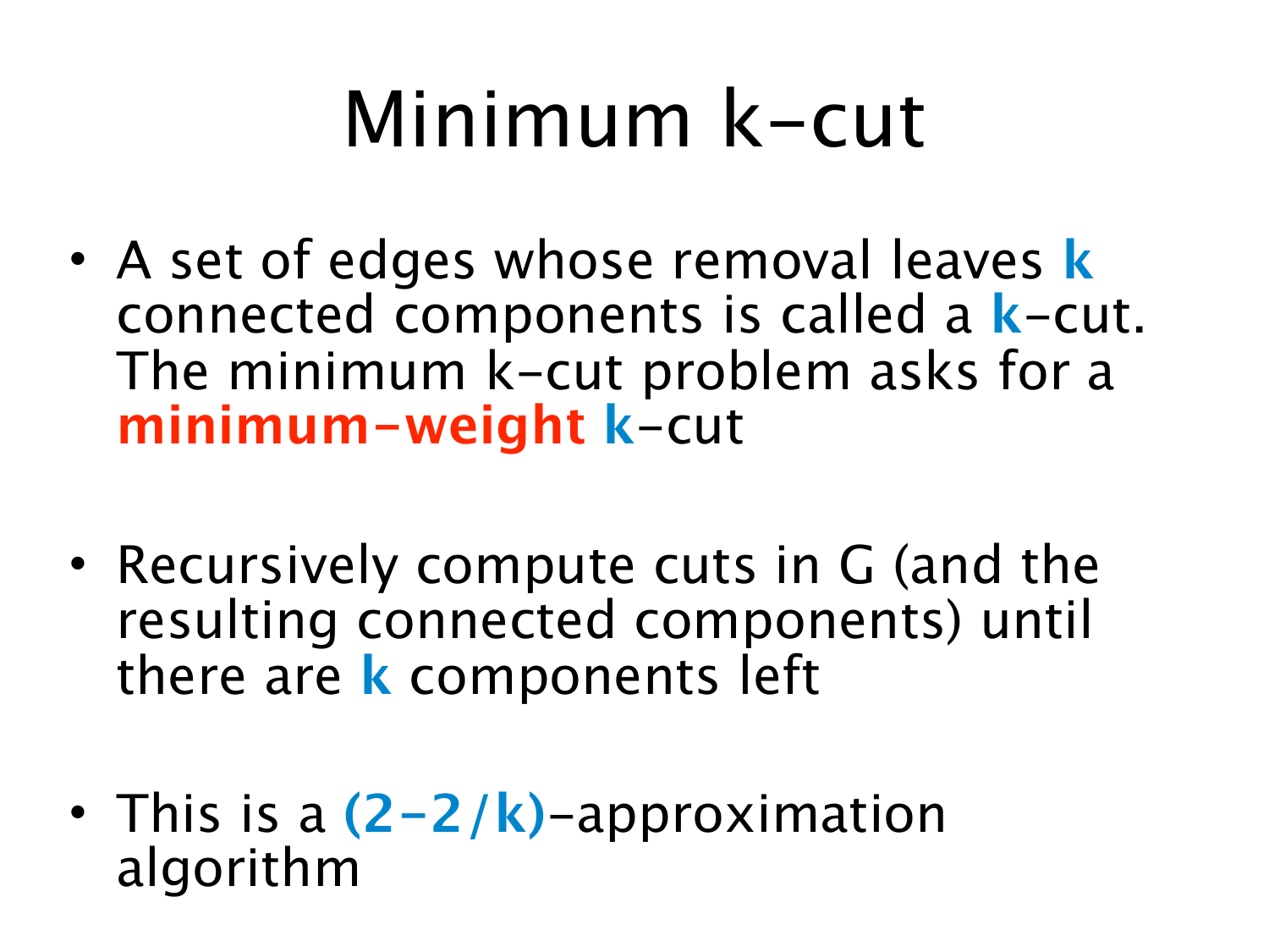# Minimum k-cut

- A set of edges whose removal leaves **k** connected components is called a **k**-cut. The minimum k-cut problem asks for a **minimum-weight** **k**-cut

- Recursively compute cuts in G (and the resulting connected components) until there are **k** components left

- This is a **(2-2/k)**-approximation algorithm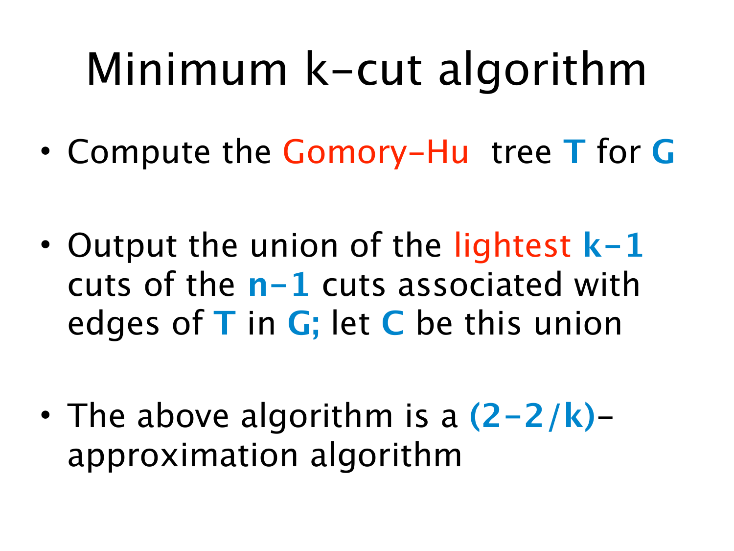# Minimum k-cut algorithm

- Compute the Gomory-Hu tree $T$ for $G$
- Output the union of the lightest $k-1$ cuts of the $n-1$ cuts associated with edges of $T$ in $G$; let $C$ be this union
- The above algorithm is a $(2-2/k)$-approximation algorithm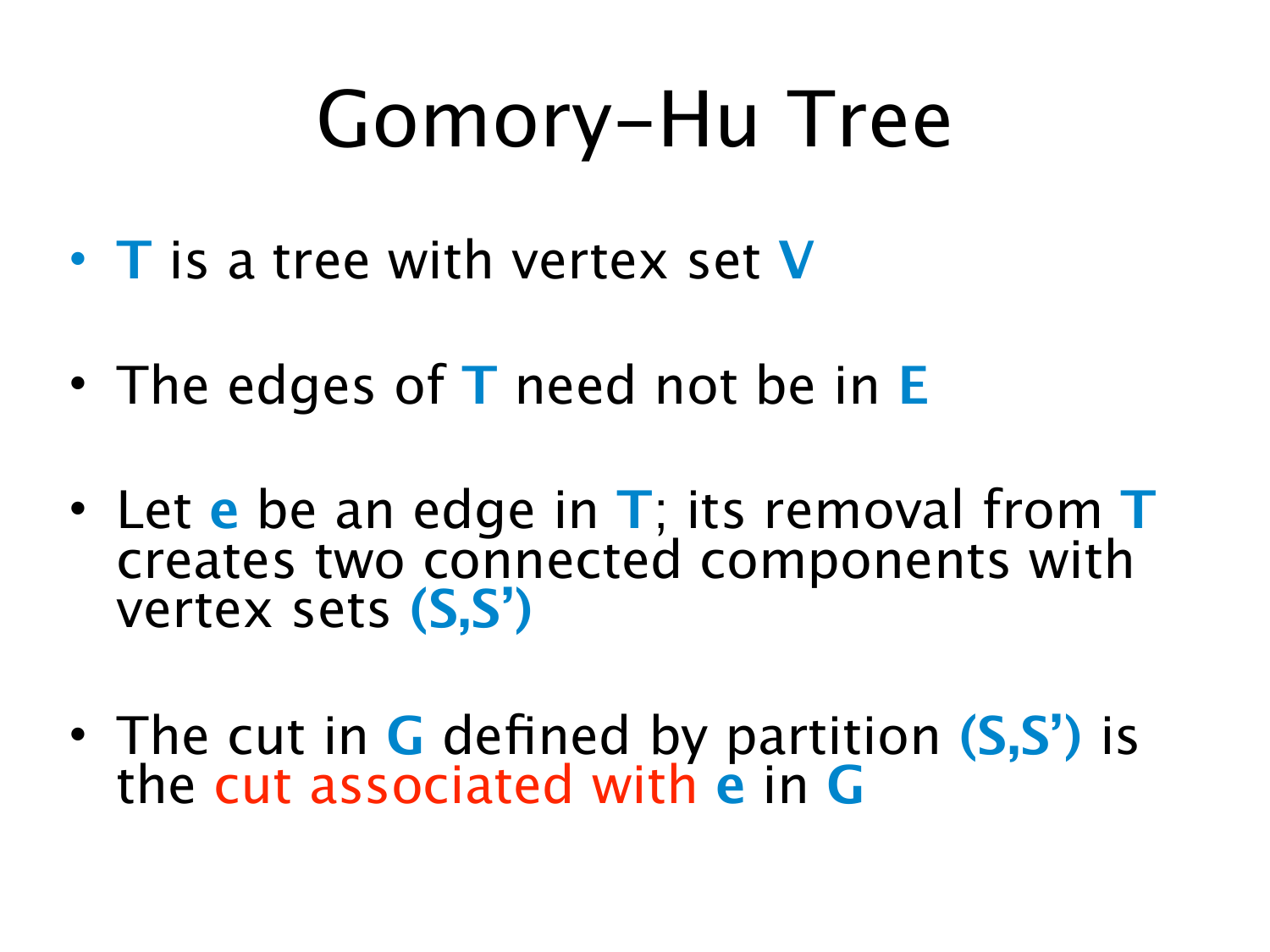# Gomory-Hu Tree

- **T** is a tree with vertex set **V**
- The edges of **T** need not be in **E**
- Let **e** be an edge in **T**; its removal from **T** creates two connected components with vertex sets **(S,S')**
- The cut in **G** defined by partition **(S,S')** is the cut associated with **e** in **G**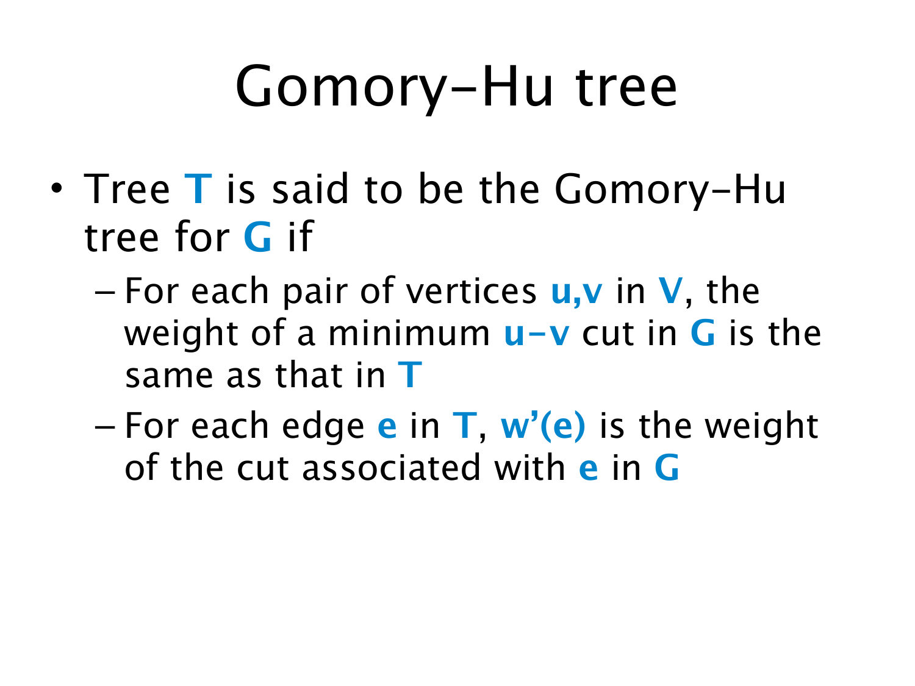# Gomory-Hu tree

- Tree **T** is said to be the Gomory-Hu tree for **G** if
  - For each pair of vertices **u,v** in **V**, the weight of a minimum **u-v** cut in **G** is the same as that in **T**
  - For each edge **e** in **T**, **w'(e)** is the weight of the cut associated with **e** in **G**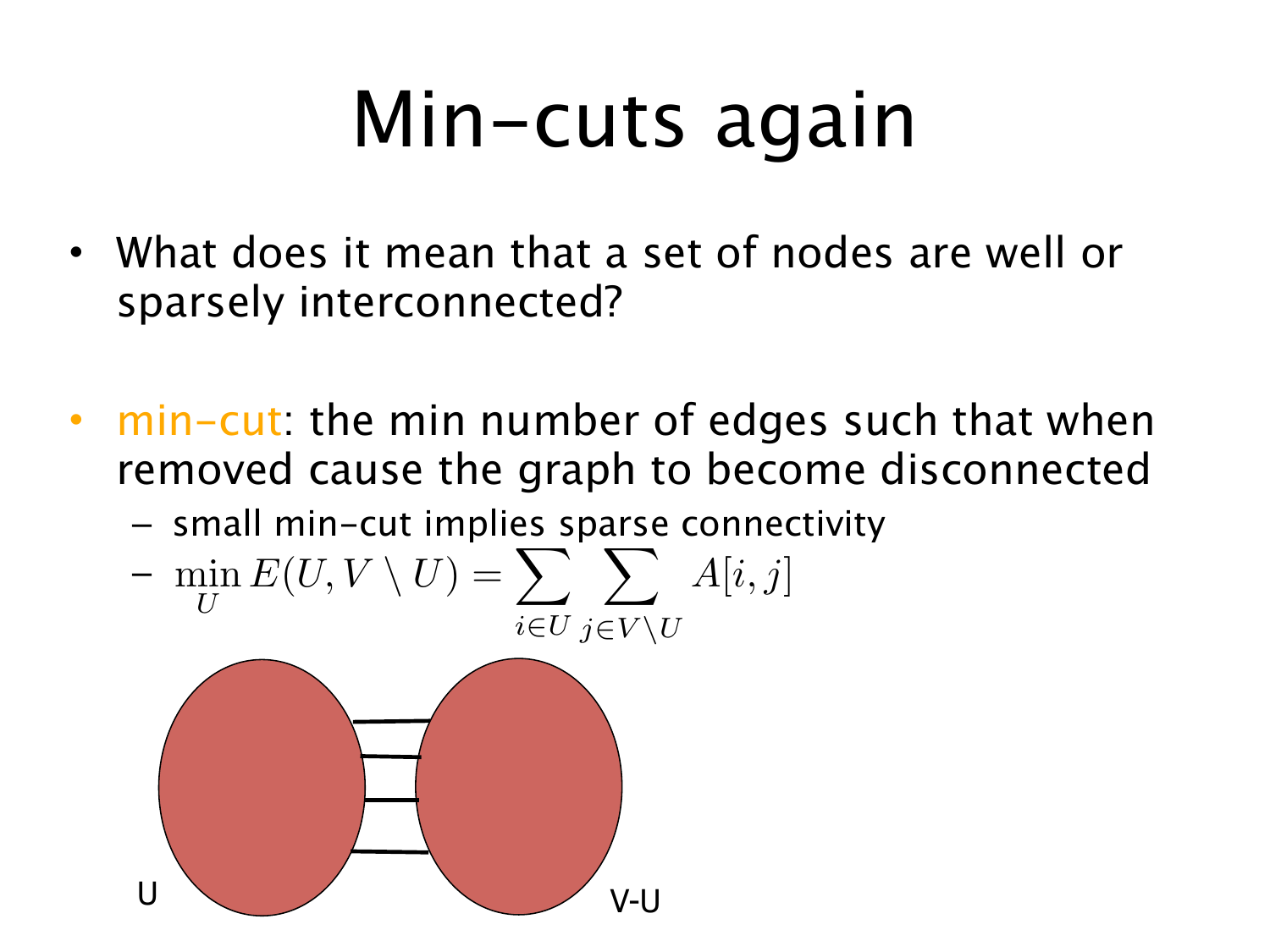# Min-cuts again

- What does it mean that a set of nodes are well or sparsely interconnected?

- min-cut: the min number of edges such that when removed cause the graph to become disconnected
  - small min-cut implies sparse connectivity
  - $\min_{U} E(U, V \setminus U) = \sum_{i \in U} \sum_{j \in V \setminus U} A[i,j]$

U

V-U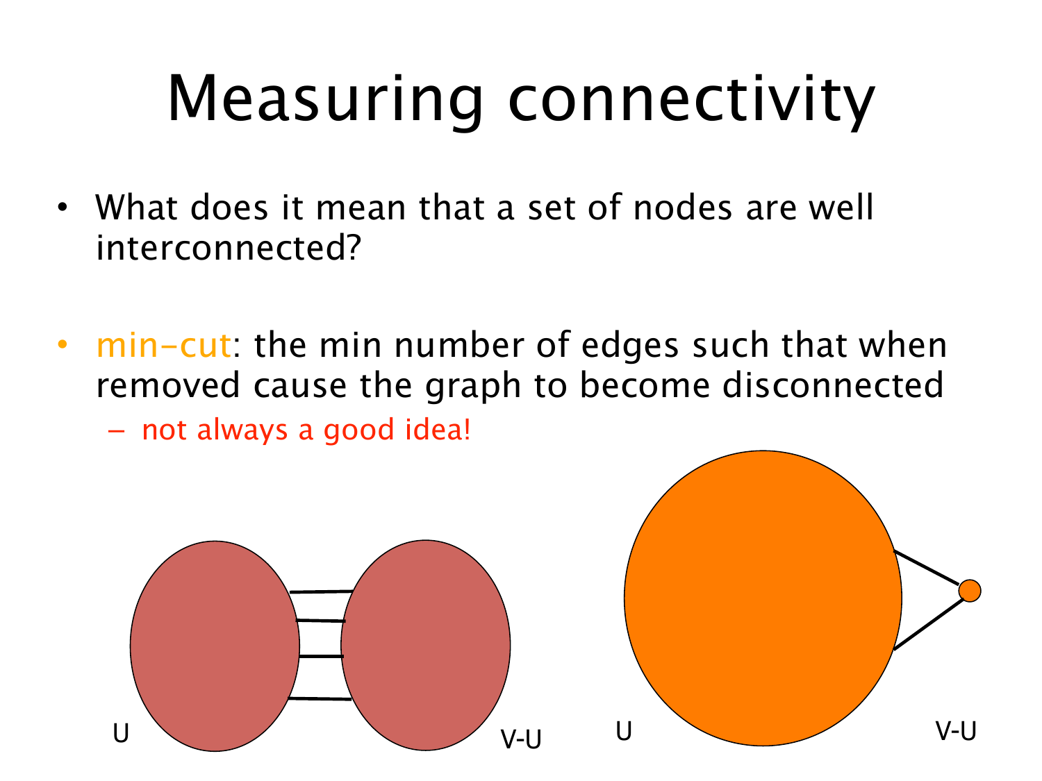# Measuring connectivity

- What does it mean that a set of nodes are well interconnected?

- min-cut: the min number of edges such that when removed cause the graph to become disconnected
  - not always a good idea!

U V-U U V-U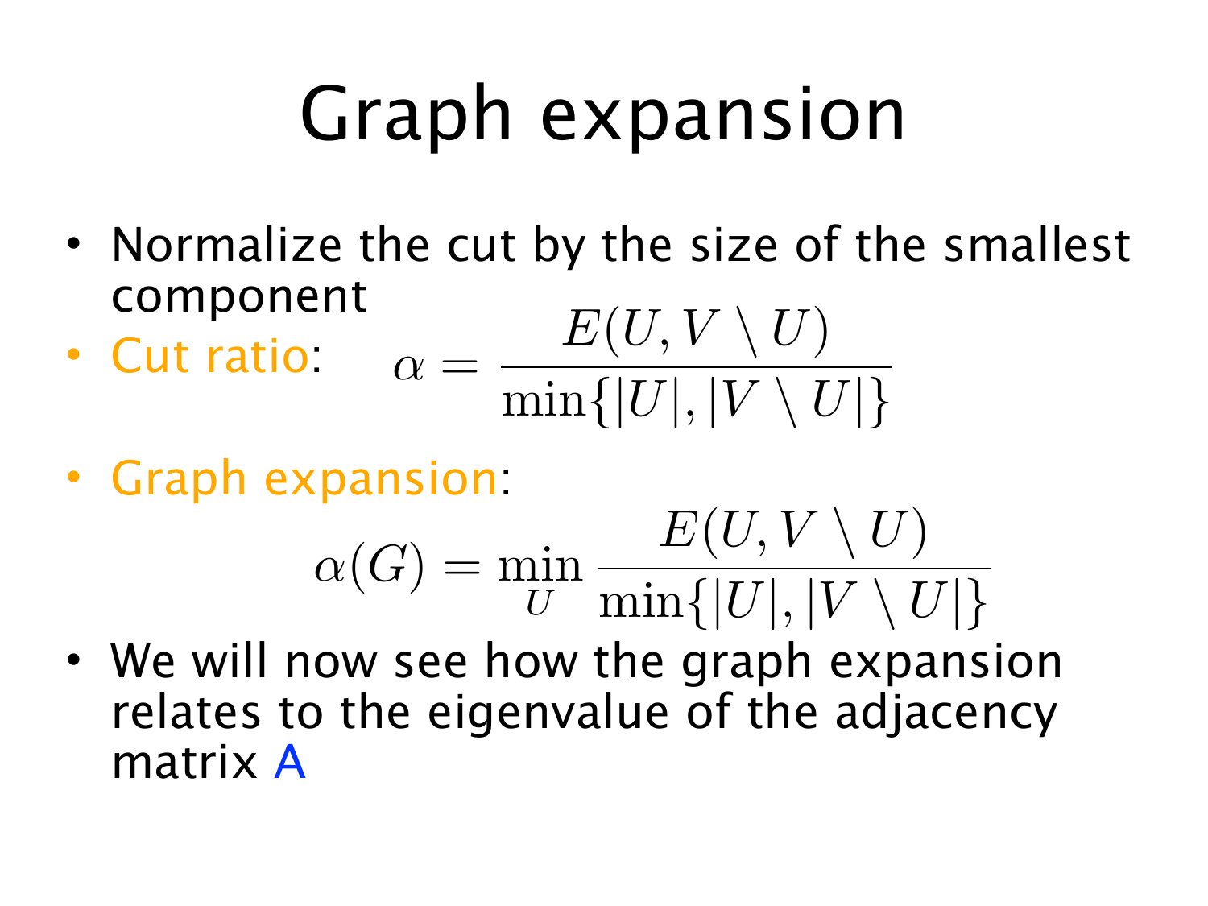# Graph expansion

- Normalize the cut by the size of the smallest component
- Cut ratio: $$\alpha = \frac{E(U, V \setminus U)}{\min\{|U|, |V \setminus U|\}}$$
- Graph expansion: $$\alpha(G) = \min_{U} \frac{E(U, V \setminus U)}{\min\{|U|, |V \setminus U|\}}$$
- We will now see how the graph expansion relates to the eigenvalue of the adjacency matrix A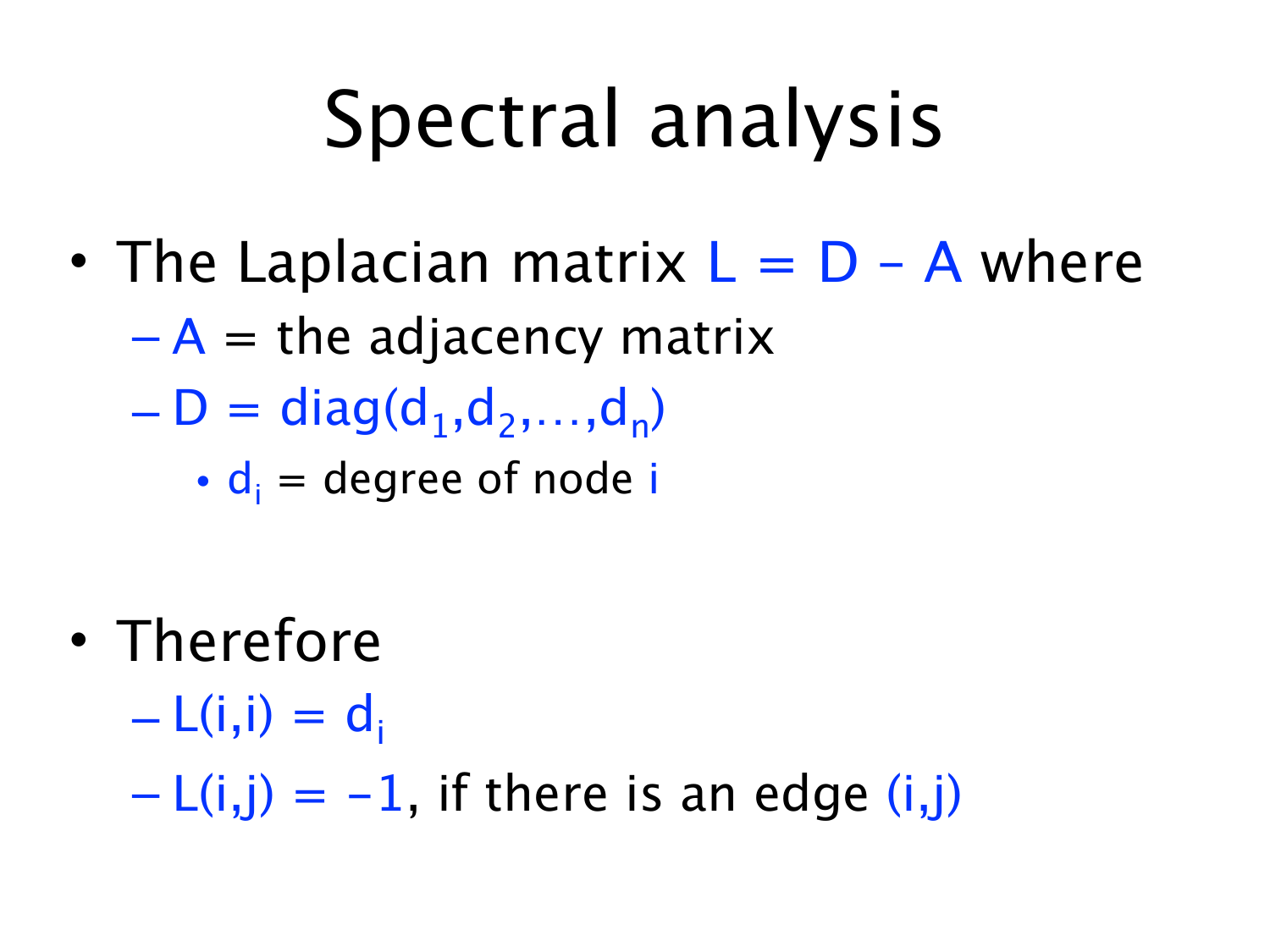# Spectral analysis

- The Laplacian matrix $L = D - A$ where
  - $A$ = the adjacency matrix
  - $D = \text{diag}(d_1, d_2, \ldots, d_n)$
    - $d_i$ = degree of node $i$

- Therefore
  - $L(i,i) = d_i$
  - $L(i,j) = -1$, if there is an edge $(i,j)$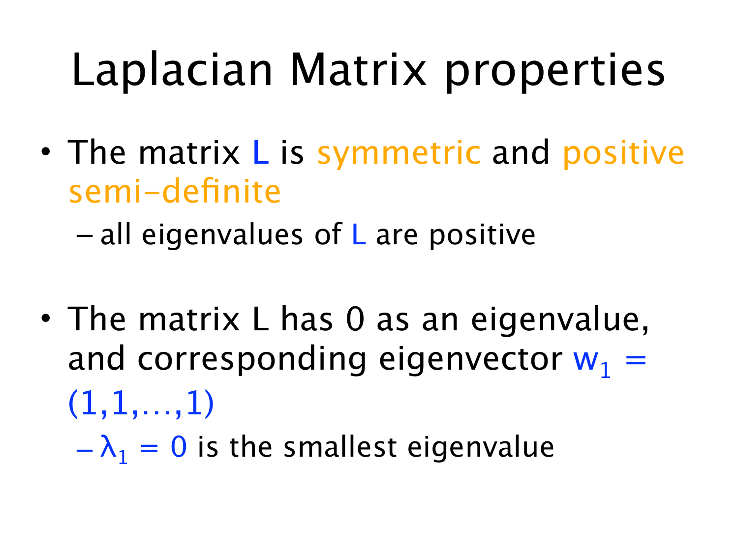# Laplacian Matrix properties

- The matrix L is symmetric and positive semi-definite
  - all eigenvalues of L are positive

- The matrix L has 0 as an eigenvalue, and corresponding eigenvector $w_1 = (1,1,\ldots,1)$
  - $\lambda_1 = 0$ is the smallest eigenvalue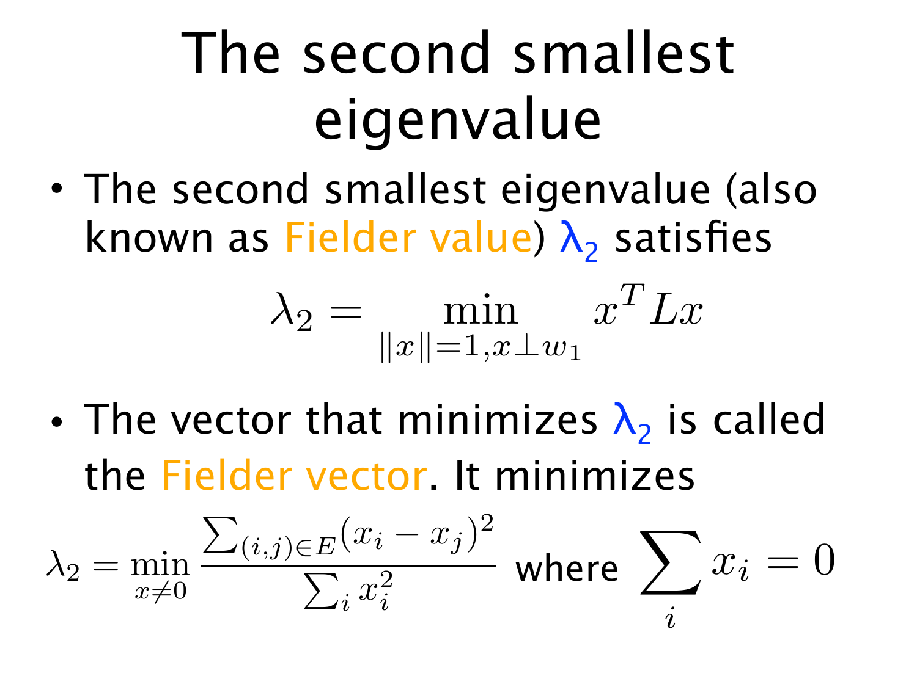# The second smallest eigenvalue

- The second smallest eigenvalue (also known as Fielder value) $\lambda_2$ satisfies

$$\lambda_2 = \min_{\|x\|=1, x \perp w_1} x^T L x$$

- The vector that minimizes $\lambda_2$ is called the Fielder vector. It minimizes

$$\lambda_2 = \min_{x \neq 0} \frac{\sum_{(i,j) \in E} (x_i - x_j)^2}{\sum_i x_i^2} \text{ where } \sum_i x_i = 0$$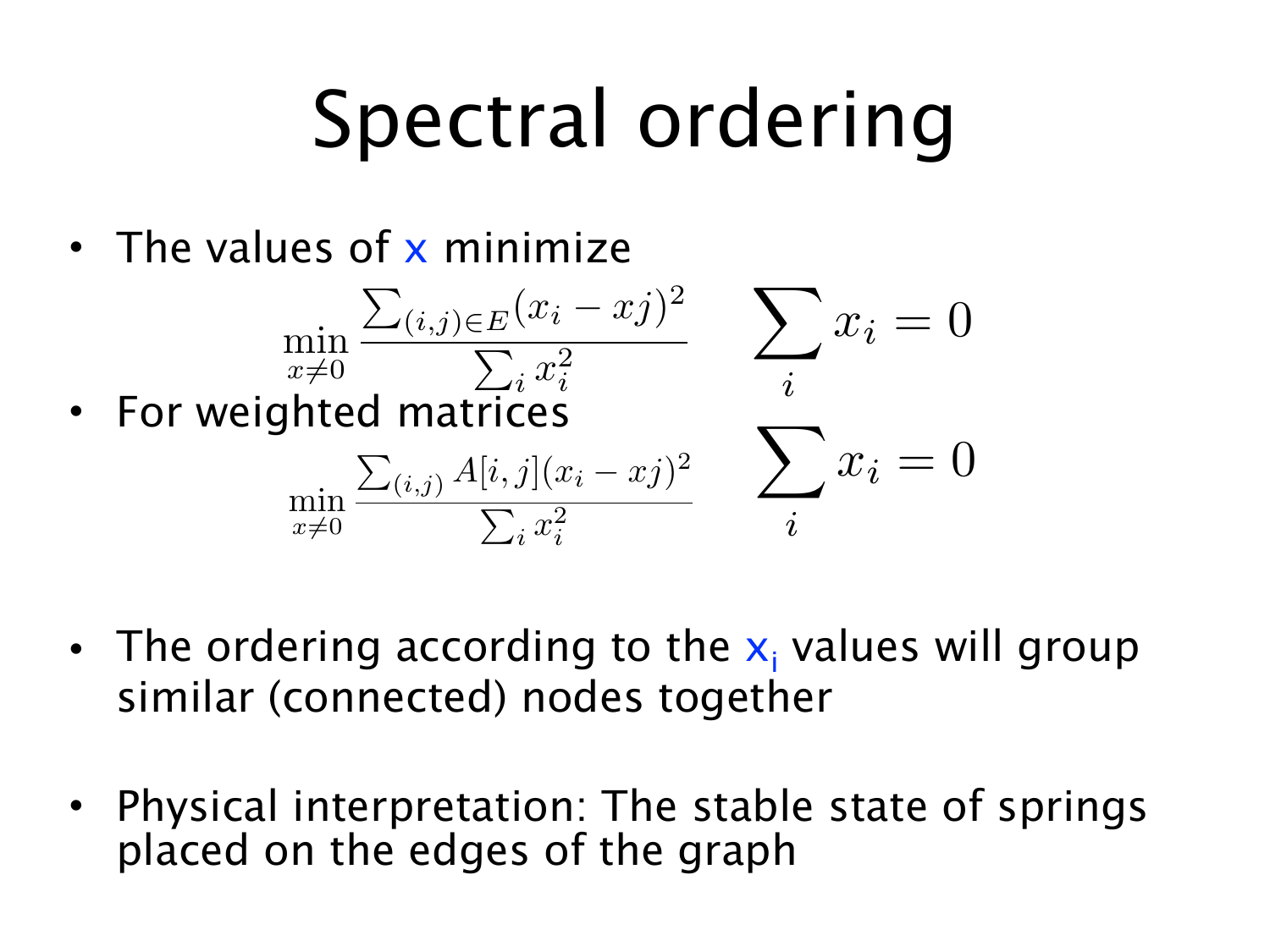# Spectral ordering

- The values of x minimize

$$\min_{x \neq 0} \frac{\sum_{(i,j) \in E} (x_i - xj)^2}{\sum_i x_i^2} \qquad \sum_i x_i = 0$$

- For weighted matrices

$$\min_{x \neq 0} \frac{\sum_{(i,j)} A[i,j] (x_i - xj)^2}{\sum_i x_i^2} \qquad \sum_i x_i = 0$$

- The ordering according to the $x_i$ values will group similar (connected) nodes together

- Physical interpretation: The stable state of springs placed on the edges of the graph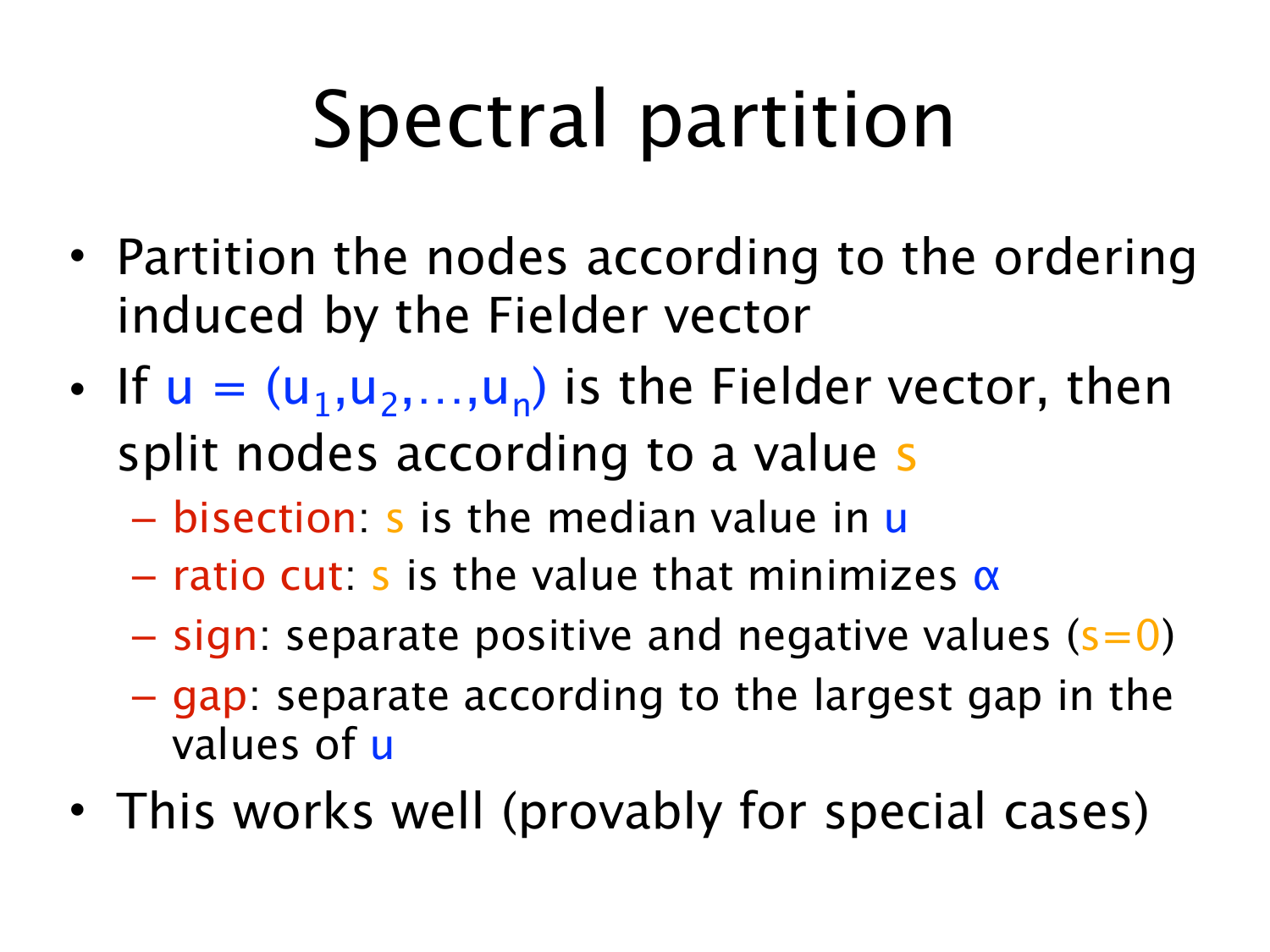# Spectral partition

- Partition the nodes according to the ordering induced by the Fielder vector
- If $u = (u_1, u_2, \ldots, u_n)$ is the Fielder vector, then split nodes according to a value $s$
  - bisection: $s$ is the median value in $u$
  - ratio cut: $s$ is the value that minimizes $\alpha$
  - sign: separate positive and negative values ($s=0$)
  - gap: separate according to the largest gap in the values of $u$
- This works well (provably for special cases)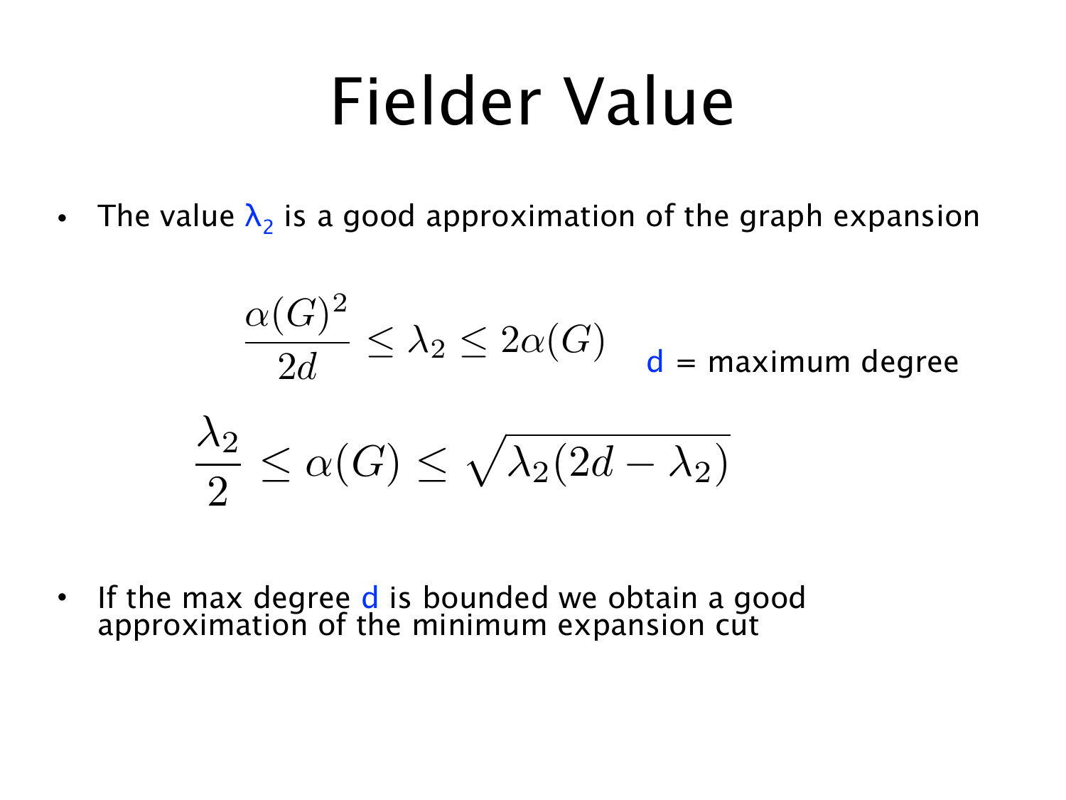# Fielder Value

- The value $\lambda_2$ is a good approximation of the graph expansion

$$\frac{\alpha(G)^2}{2d} \leq \lambda_2 \leq 2\alpha(G)$$

$d$ = maximum degree

$$\frac{\lambda_2}{2} \leq \alpha(G) \leq \sqrt{\lambda_2(2d - \lambda_2)}$$

- If the max degree $d$ is bounded we obtain a good approximation of the minimum expansion cut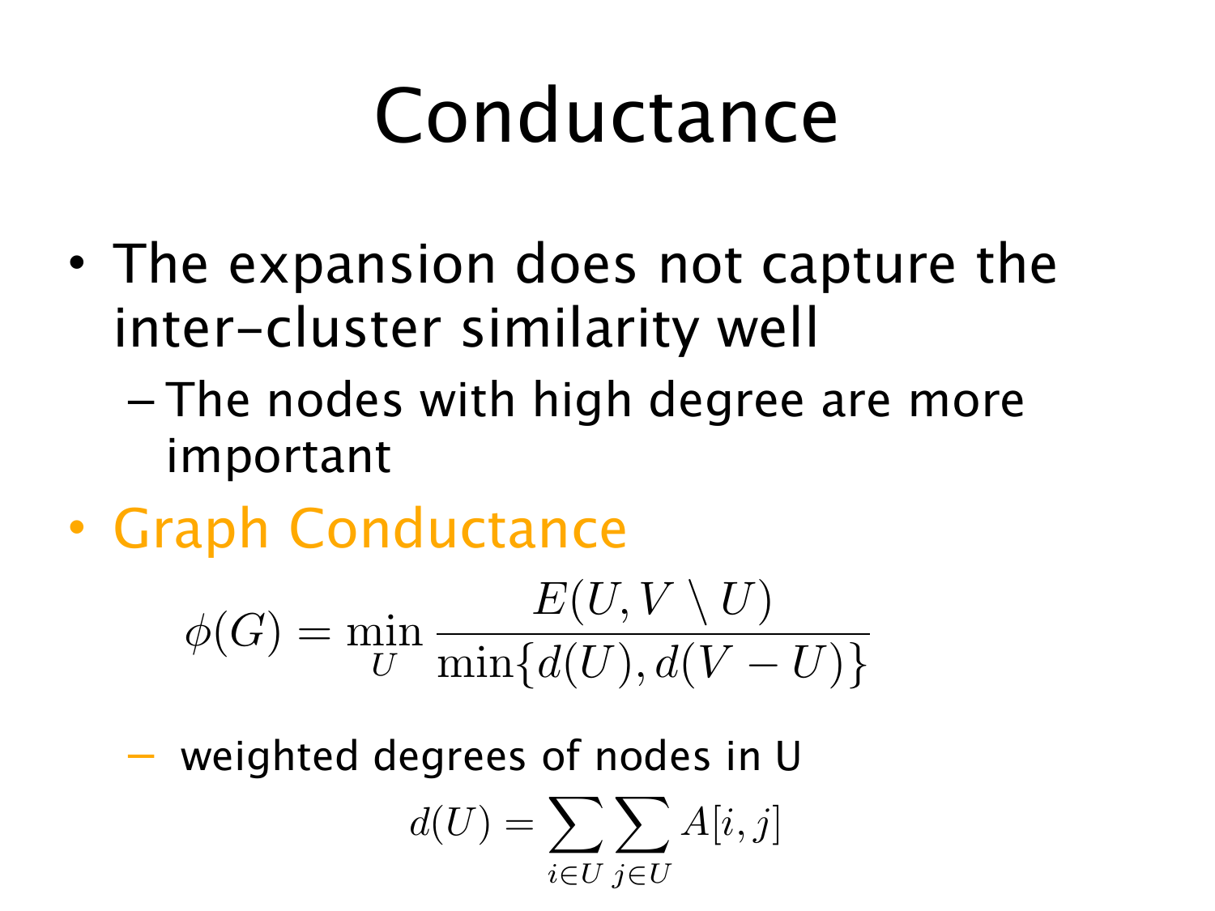# Conductance

- The expansion does not capture the inter-cluster similarity well
  - The nodes with high degree are more important
- Graph Conductance

$$\phi(G) = \min_{U} \frac{E(U, V \setminus U)}{\min\{d(U), d(V - U)\}}$$

  - weighted degrees of nodes in U

$$d(U) = \sum_{i \in U} \sum_{j \in U} A[i, j]$$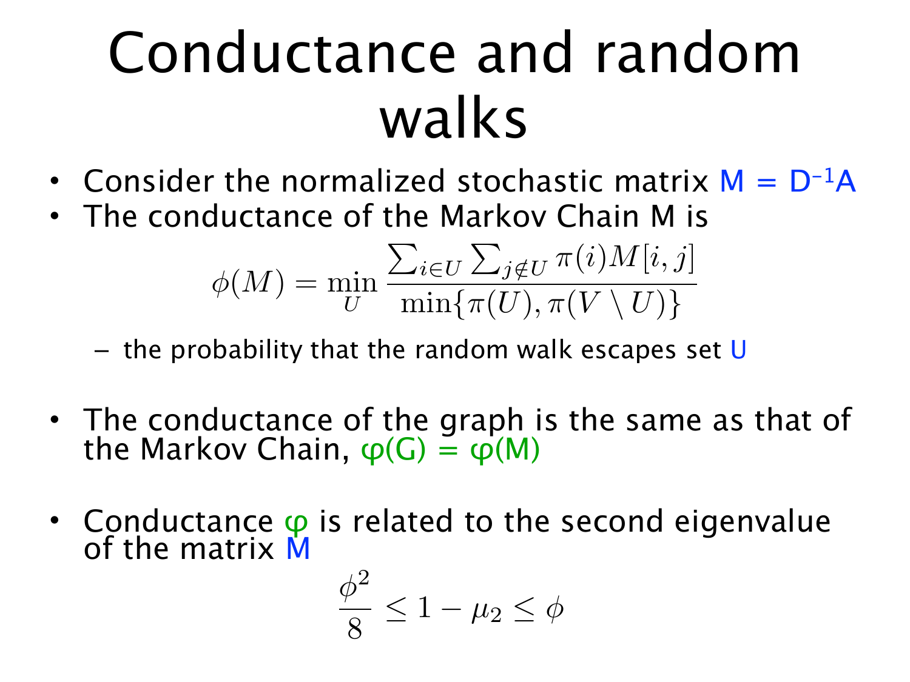# Conductance and random walks

- Consider the normalized stochastic matrix $M = D^{-1}A$
- The conductance of the Markov Chain M is

$$\phi(M) = \min_{U} \frac{\sum_{i \in U} \sum_{j \notin U} \pi(i) M[i,j]}{\min\{\pi(U), \pi(V \setminus U)\}}$$

  - the probability that the random walk escapes set U

- The conductance of the graph is the same as that of the Markov Chain, $\varphi(G) = \varphi(M)$

- Conductance $\varphi$ is related to the second eigenvalue of the matrix M

$$\frac{\phi^2}{8} \leq 1 - \mu_2 \leq \phi$$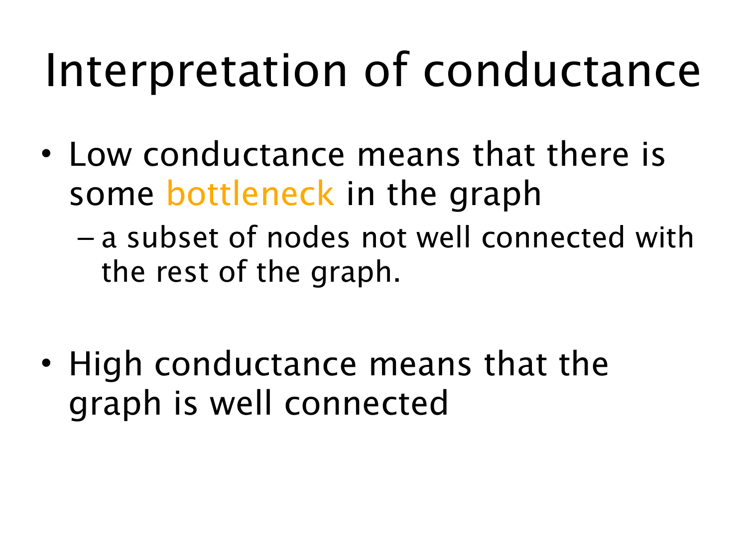# Interpretation of conductance

- Low conductance means that there is some bottleneck in the graph
  - a subset of nodes not well connected with the rest of the graph.

- High conductance means that the graph is well connected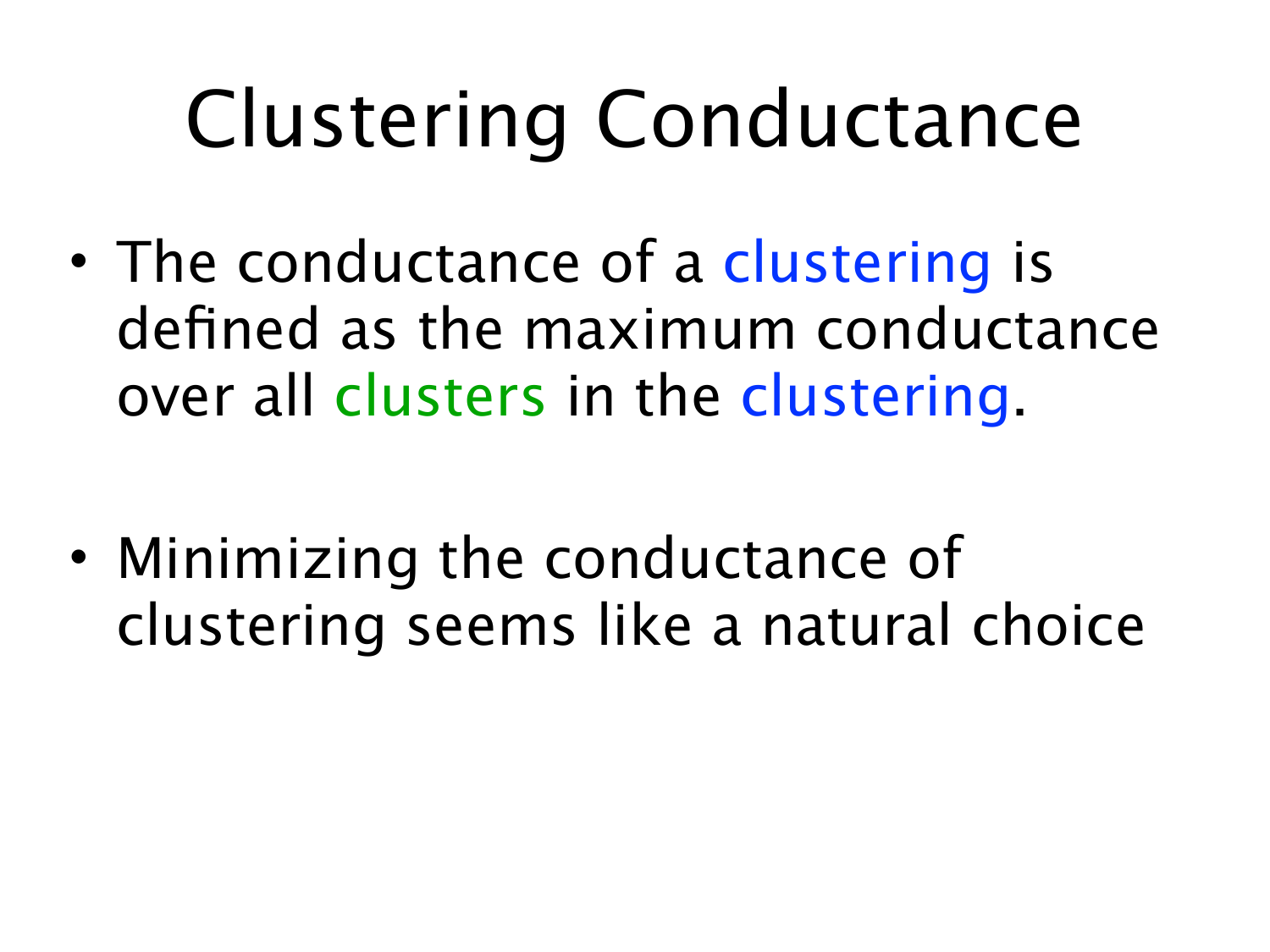# Clustering Conductance

- The conductance of a clustering is defined as the maximum conductance over all clusters in the clustering.

- Minimizing the conductance of clustering seems like a natural choice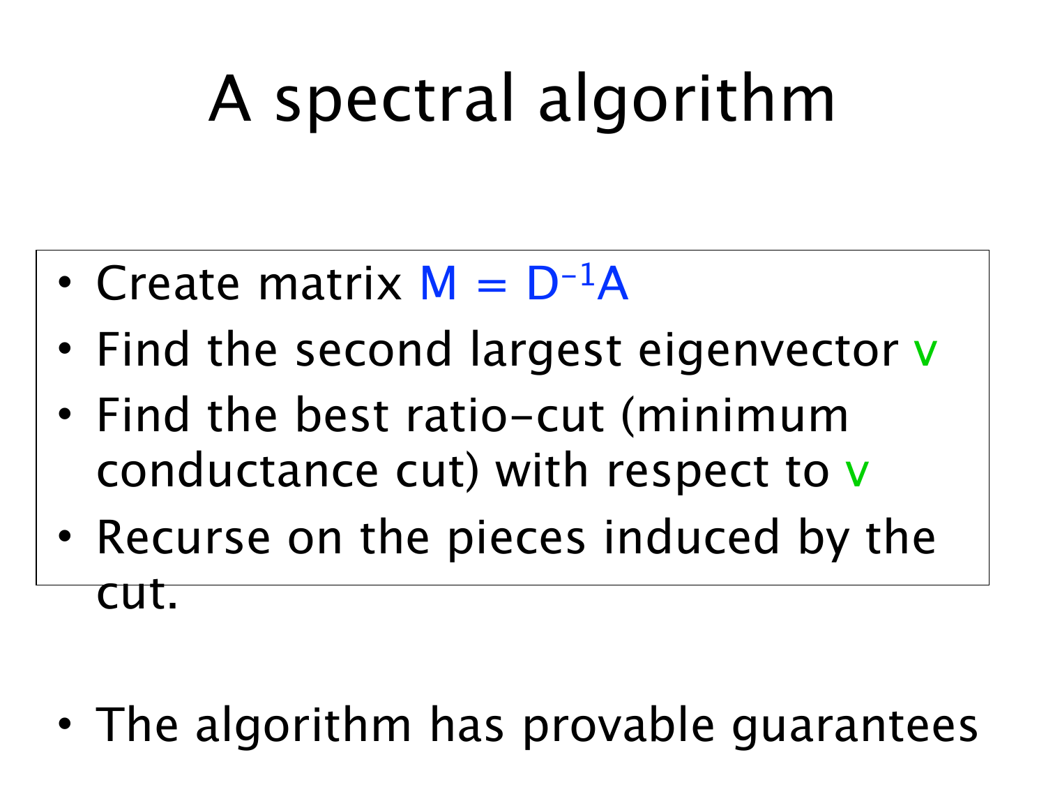# A spectral algorithm

- Create matrix $M = D^{-1}A$
- Find the second largest eigenvector $v$
- Find the best ratio-cut (minimum conductance cut) with respect to $v$
- Recurse on the pieces induced by the cut.

- The algorithm has provable guarantees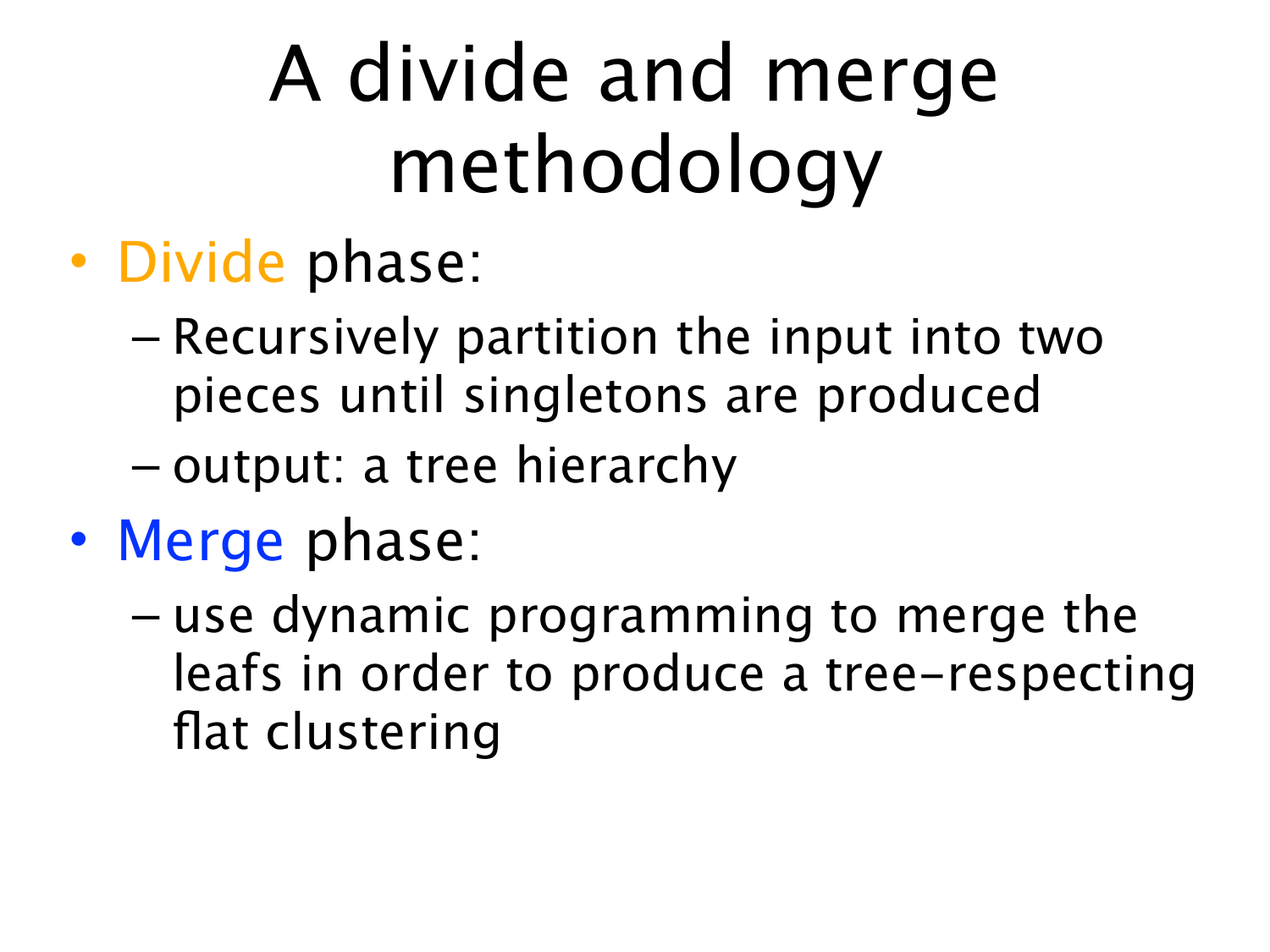# A divide and merge methodology

- Divide phase:
  - Recursively partition the input into two pieces until singletons are produced
  - output: a tree hierarchy
- Merge phase:
  - use dynamic programming to merge the leafs in order to produce a tree-respecting flat clustering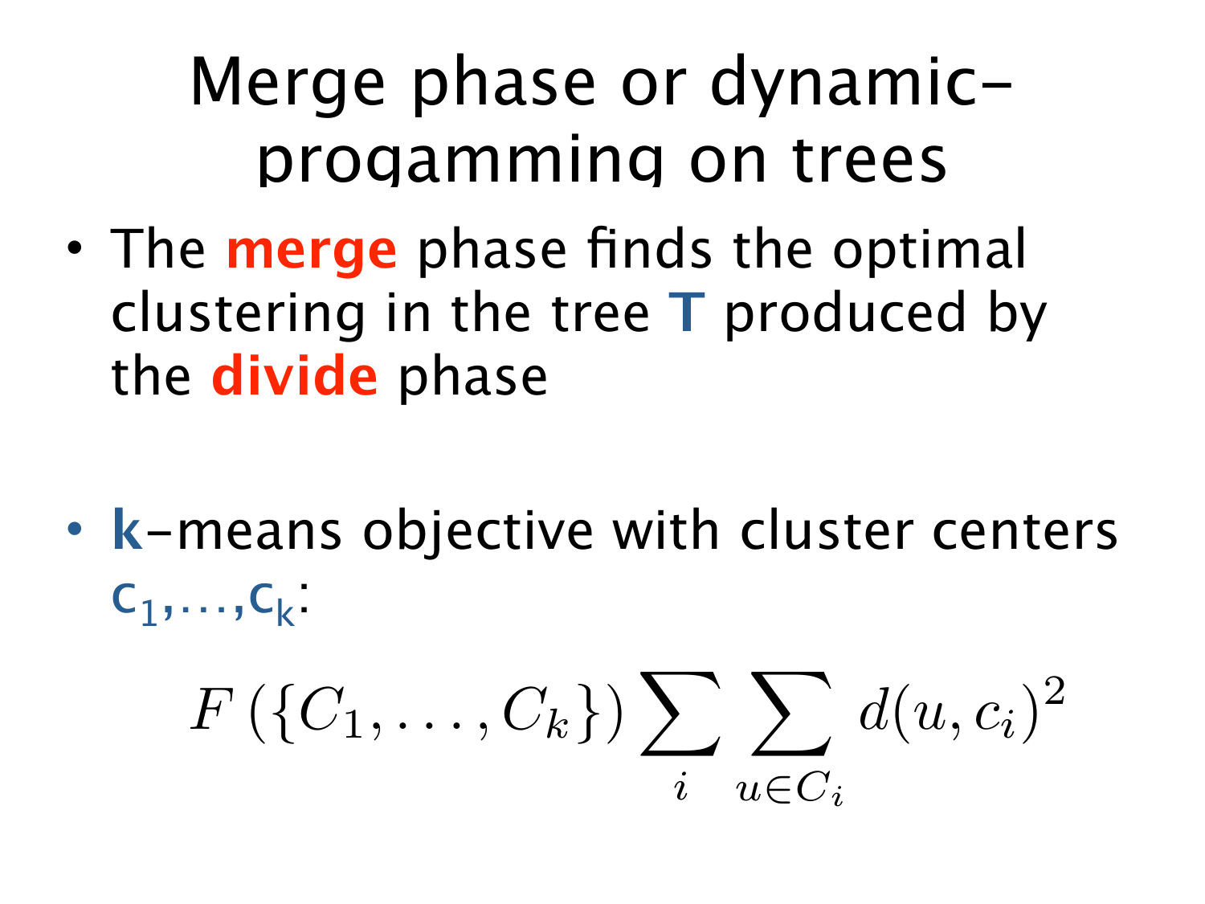# Merge phase or dynamic-progamming on trees

- The **merge** phase finds the optimal clustering in the tree **T** produced by the **divide** phase

- **k**-means objective with cluster centers $c_1,\ldots,c_k$:

$$F\left(\{C_1,\ldots,C_k\}\right)\sum_{i}\sum_{u\in C_i} d(u,c_i)^2$$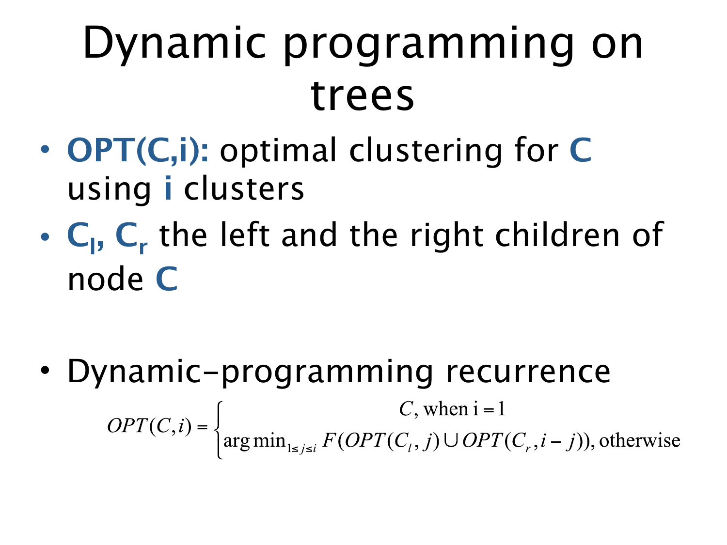# Dynamic programming on trees

- **OPT(C,i):** optimal clustering for **C** using **i** clusters
- **$C_l$, $C_r$** the left and the right children of node **C**

- Dynamic-programming recurrence

$$OPT(C,i) = \begin{cases} C, \text{ when } i = 1 \\ \arg\min_{1 \leq j \leq i} F(OPT(C_l, j) \cup OPT(C_r, i-j)), \text{ otherwise} \end{cases}$$